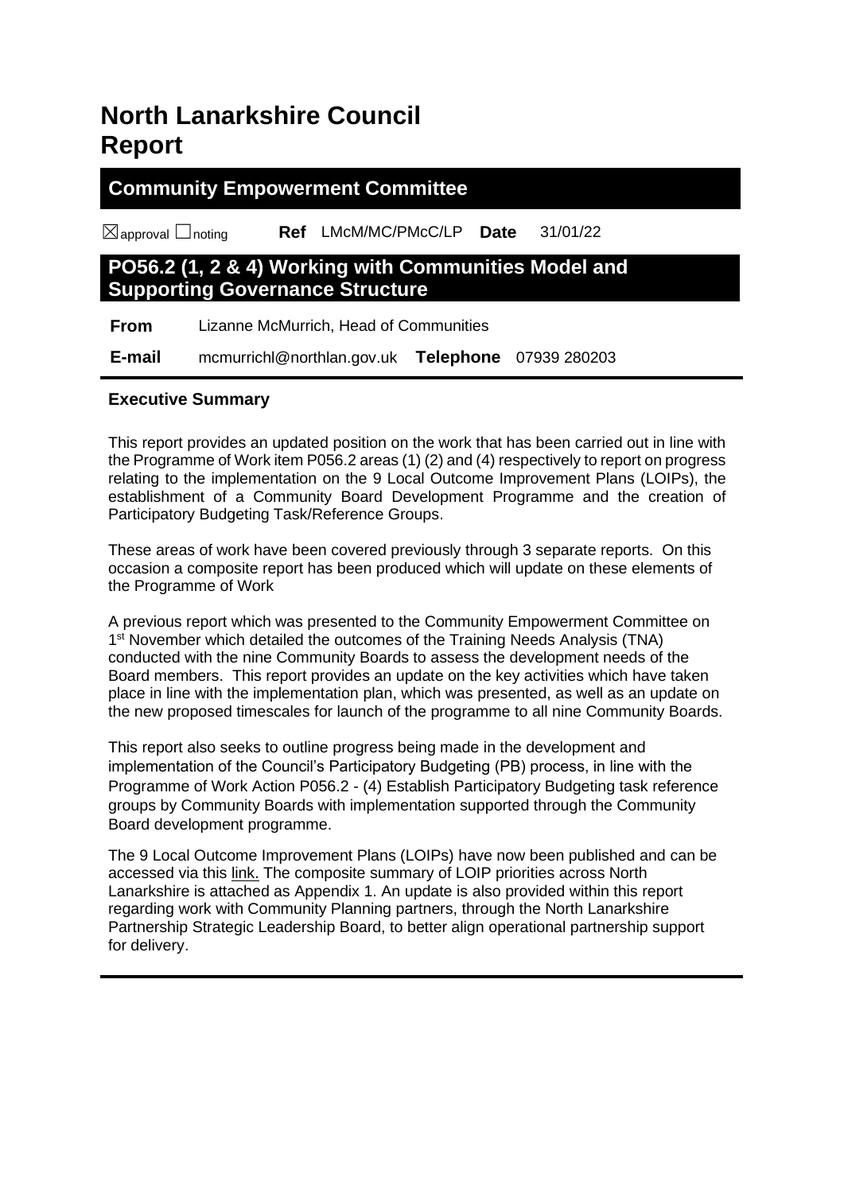# North Lanarkshire Council Report

## Community Empowerment Committee

☒approval ☐noting **Ref** LMcM/MC/PMcC/LP **Date** 31/01/22

## PO56.2 (1, 2 & 4) Working with Communities Model and Supporting Governance Structure

**From** Lizanne McMurrich, Head of Communities

**E-mail** mcmurrichl@northlan.gov.uk **Telephone** 07939 280203

### Executive Summary

This report provides an updated position on the work that has been carried out in line with the Programme of Work item P056.2 areas (1) (2) and (4) respectively to report on progress relating to the implementation on the 9 Local Outcome Improvement Plans (LOIPs), the establishment of a Community Board Development Programme and the creation of Participatory Budgeting Task/Reference Groups.

These areas of work have been covered previously through 3 separate reports. On this occasion a composite report has been produced which will update on these elements of the Programme of Work

A previous report which was presented to the Community Empowerment Committee on 1st November which detailed the outcomes of the Training Needs Analysis (TNA) conducted with the nine Community Boards to assess the development needs of the Board members. This report provides an update on the key activities which have taken place in line with the implementation plan, which was presented, as well as an update on the new proposed timescales for launch of the programme to all nine Community Boards.

This report also seeks to outline progress being made in the development and implementation of the Council's Participatory Budgeting (PB) process, in line with the Programme of Work Action P056.2 - (4) Establish Participatory Budgeting task reference groups by Community Boards with implementation supported through the Community Board development programme.

The 9 Local Outcome Improvement Plans (LOIPs) have now been published and can be accessed via this link. The composite summary of LOIP priorities across North Lanarkshire is attached as Appendix 1. An update is also provided within this report regarding work with Community Planning partners, through the North Lanarkshire Partnership Strategic Leadership Board, to better align operational partnership support for delivery.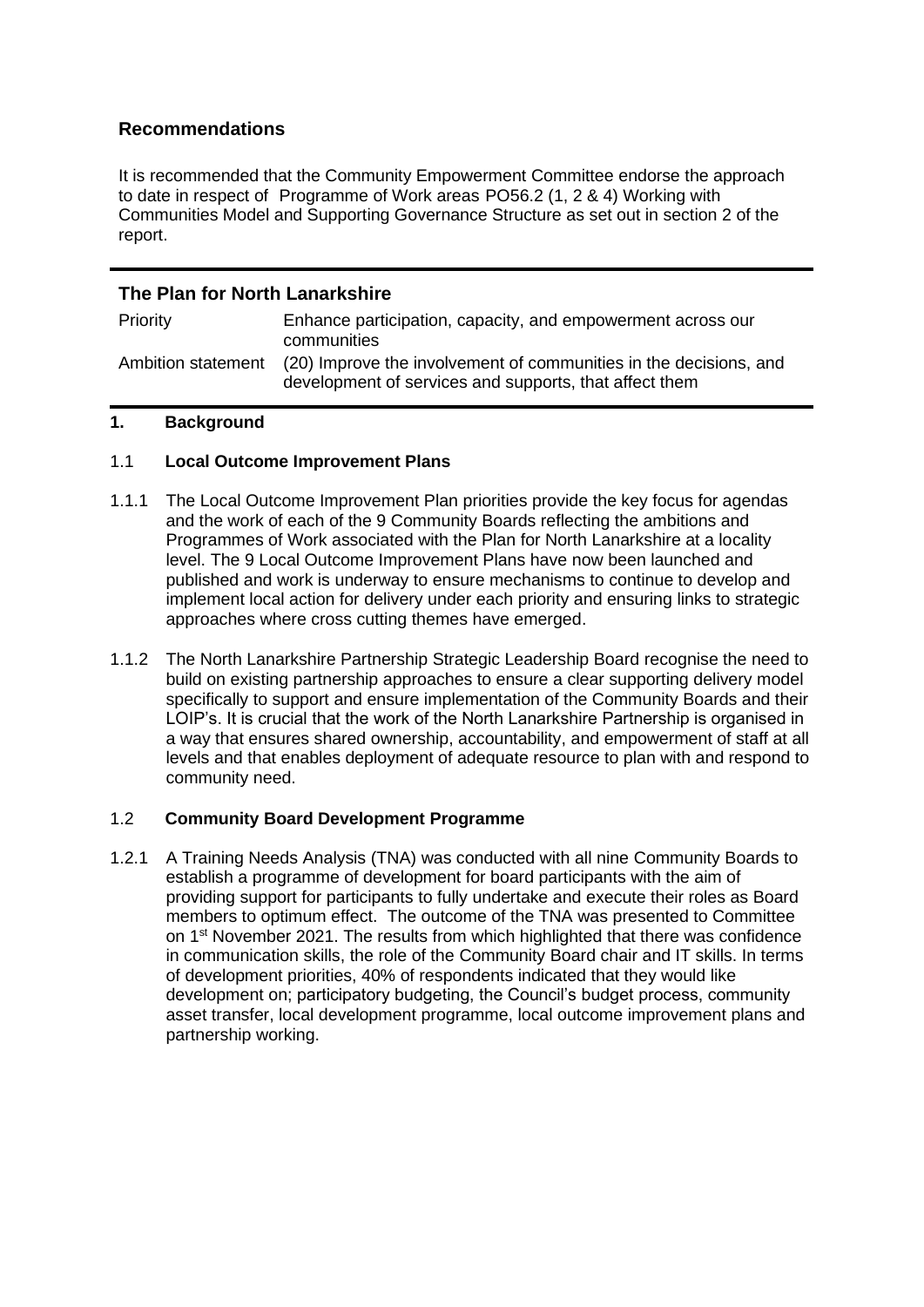## Recommendations

It is recommended that the Community Empowerment Committee endorse the approach to date in respect of Programme of Work areas PO56.2 (1, 2 & 4) Working with Communities Model and Supporting Governance Structure as set out in section 2 of the report.

## The Plan for North Lanarkshire

| | |
|---|---|
| Priority | Enhance participation, capacity, and empowerment across our communities |
| Ambition statement | (20) Improve the involvement of communities in the decisions, and development of services and supports, that affect them |

### 1. Background

#### 1.1 Local Outcome Improvement Plans

1.1.1 The Local Outcome Improvement Plan priorities provide the key focus for agendas and the work of each of the 9 Community Boards reflecting the ambitions and Programmes of Work associated with the Plan for North Lanarkshire at a locality level. The 9 Local Outcome Improvement Plans have now been launched and published and work is underway to ensure mechanisms to continue to develop and implement local action for delivery under each priority and ensuring links to strategic approaches where cross cutting themes have emerged.

1.1.2 The North Lanarkshire Partnership Strategic Leadership Board recognise the need to build on existing partnership approaches to ensure a clear supporting delivery model specifically to support and ensure implementation of the Community Boards and their LOIP's. It is crucial that the work of the North Lanarkshire Partnership is organised in a way that ensures shared ownership, accountability, and empowerment of staff at all levels and that enables deployment of adequate resource to plan with and respond to community need.

#### 1.2 Community Board Development Programme

1.2.1 A Training Needs Analysis (TNA) was conducted with all nine Community Boards to establish a programme of development for board participants with the aim of providing support for participants to fully undertake and execute their roles as Board members to optimum effect. The outcome of the TNA was presented to Committee on 1st November 2021. The results from which highlighted that there was confidence in communication skills, the role of the Community Board chair and IT skills. In terms of development priorities, 40% of respondents indicated that they would like development on; participatory budgeting, the Council's budget process, community asset transfer, local development programme, local outcome improvement plans and partnership working.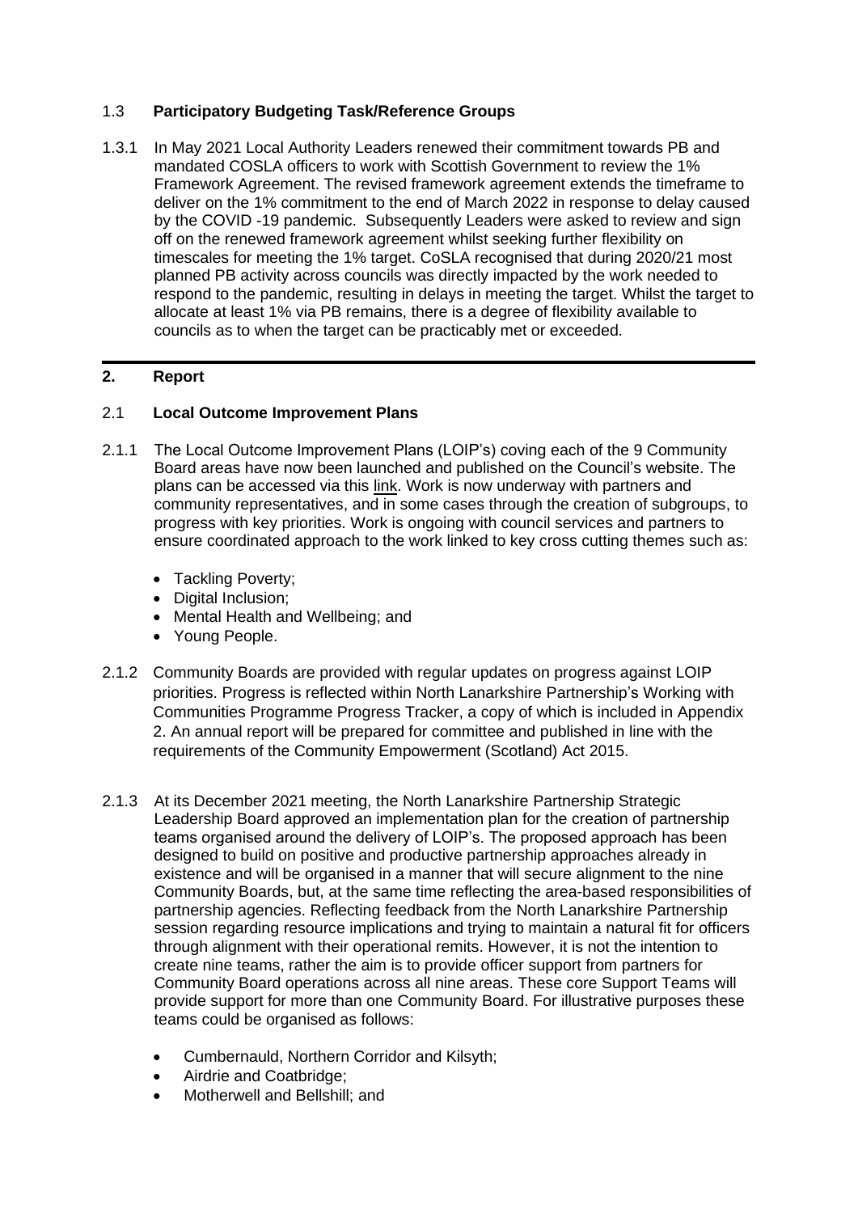### 1.3 **Participatory Budgeting Task/Reference Groups**

1.3.1 In May 2021 Local Authority Leaders renewed their commitment towards PB and mandated COSLA officers to work with Scottish Government to review the 1% Framework Agreement. The revised framework agreement extends the timeframe to deliver on the 1% commitment to the end of March 2022 in response to delay caused by the COVID -19 pandemic. Subsequently Leaders were asked to review and sign off on the renewed framework agreement whilst seeking further flexibility on timescales for meeting the 1% target. CoSLA recognised that during 2020/21 most planned PB activity across councils was directly impacted by the work needed to respond to the pandemic, resulting in delays in meeting the target. Whilst the target to allocate at least 1% via PB remains, there is a degree of flexibility available to councils as to when the target can be practicably met or exceeded.

## 2. Report

### 2.1 **Local Outcome Improvement Plans**

2.1.1 The Local Outcome Improvement Plans (LOIP's) coving each of the 9 Community Board areas have now been launched and published on the Council's website. The plans can be accessed via this link. Work is now underway with partners and community representatives, and in some cases through the creation of subgroups, to progress with key priorities. Work is ongoing with council services and partners to ensure coordinated approach to the work linked to key cross cutting themes such as:

- Tackling Poverty;
- Digital Inclusion;
- Mental Health and Wellbeing; and
- Young People.

2.1.2 Community Boards are provided with regular updates on progress against LOIP priorities. Progress is reflected within North Lanarkshire Partnership's Working with Communities Programme Progress Tracker, a copy of which is included in Appendix 2. An annual report will be prepared for committee and published in line with the requirements of the Community Empowerment (Scotland) Act 2015.

2.1.3 At its December 2021 meeting, the North Lanarkshire Partnership Strategic Leadership Board approved an implementation plan for the creation of partnership teams organised around the delivery of LOIP's. The proposed approach has been designed to build on positive and productive partnership approaches already in existence and will be organised in a manner that will secure alignment to the nine Community Boards, but, at the same time reflecting the area-based responsibilities of partnership agencies. Reflecting feedback from the North Lanarkshire Partnership session regarding resource implications and trying to maintain a natural fit for officers through alignment with their operational remits. However, it is not the intention to create nine teams, rather the aim is to provide officer support from partners for Community Board operations across all nine areas. These core Support Teams will provide support for more than one Community Board. For illustrative purposes these teams could be organised as follows:

- Cumbernauld, Northern Corridor and Kilsyth;
- Airdrie and Coatbridge;
- Motherwell and Bellshill; and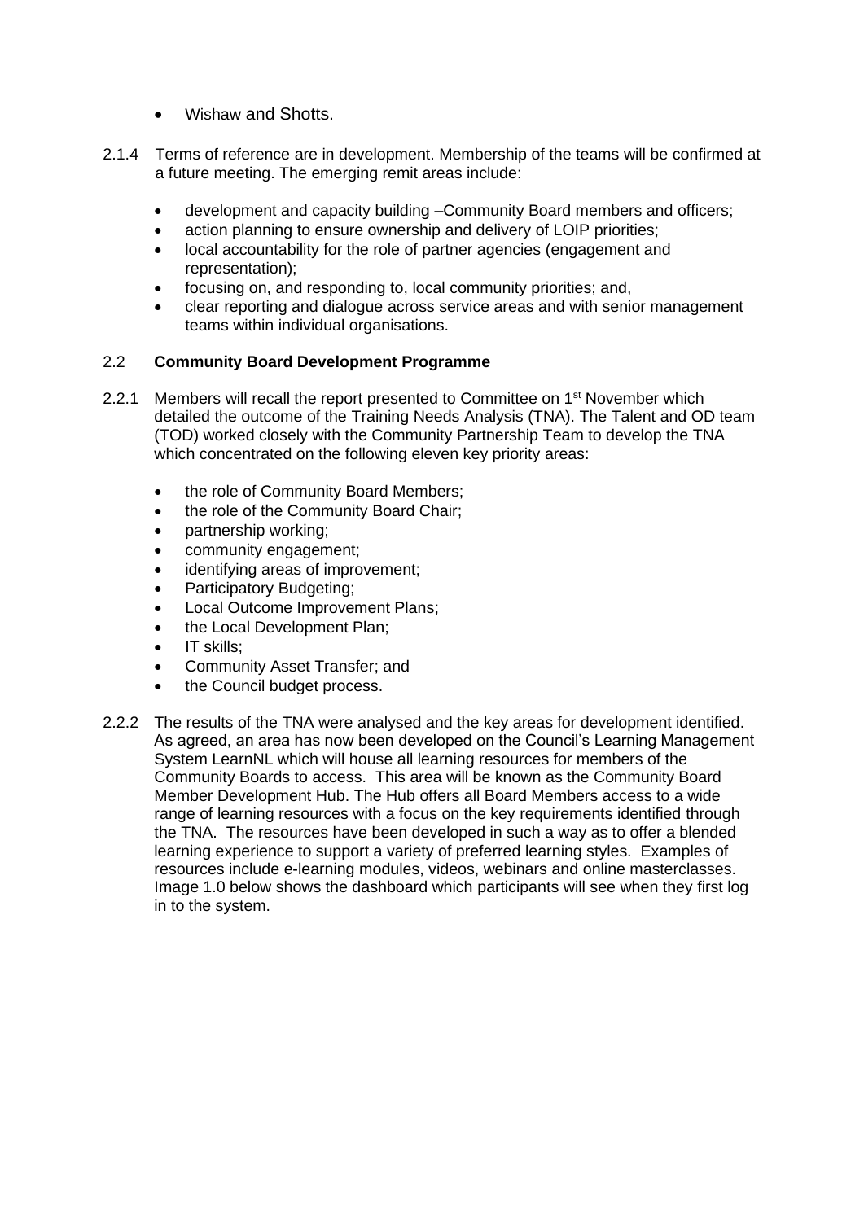- Wishaw and Shotts.

2.1.4 Terms of reference are in development. Membership of the teams will be confirmed at a future meeting. The emerging remit areas include:

- development and capacity building –Community Board members and officers;
- action planning to ensure ownership and delivery of LOIP priorities;
- local accountability for the role of partner agencies (engagement and representation);
- focusing on, and responding to, local community priorities; and,
- clear reporting and dialogue across service areas and with senior management teams within individual organisations.

### 2.2 Community Board Development Programme

2.2.1 Members will recall the report presented to Committee on 1st November which detailed the outcome of the Training Needs Analysis (TNA). The Talent and OD team (TOD) worked closely with the Community Partnership Team to develop the TNA which concentrated on the following eleven key priority areas:

- the role of Community Board Members;
- the role of the Community Board Chair;
- partnership working;
- community engagement;
- identifying areas of improvement;
- Participatory Budgeting;
- Local Outcome Improvement Plans;
- the Local Development Plan;
- IT skills;
- Community Asset Transfer; and
- the Council budget process.

2.2.2 The results of the TNA were analysed and the key areas for development identified. As agreed, an area has now been developed on the Council's Learning Management System LearnNL which will house all learning resources for members of the Community Boards to access. This area will be known as the Community Board Member Development Hub. The Hub offers all Board Members access to a wide range of learning resources with a focus on the key requirements identified through the TNA. The resources have been developed in such a way as to offer a blended learning experience to support a variety of preferred learning styles. Examples of resources include e-learning modules, videos, webinars and online masterclasses. Image 1.0 below shows the dashboard which participants will see when they first log in to the system.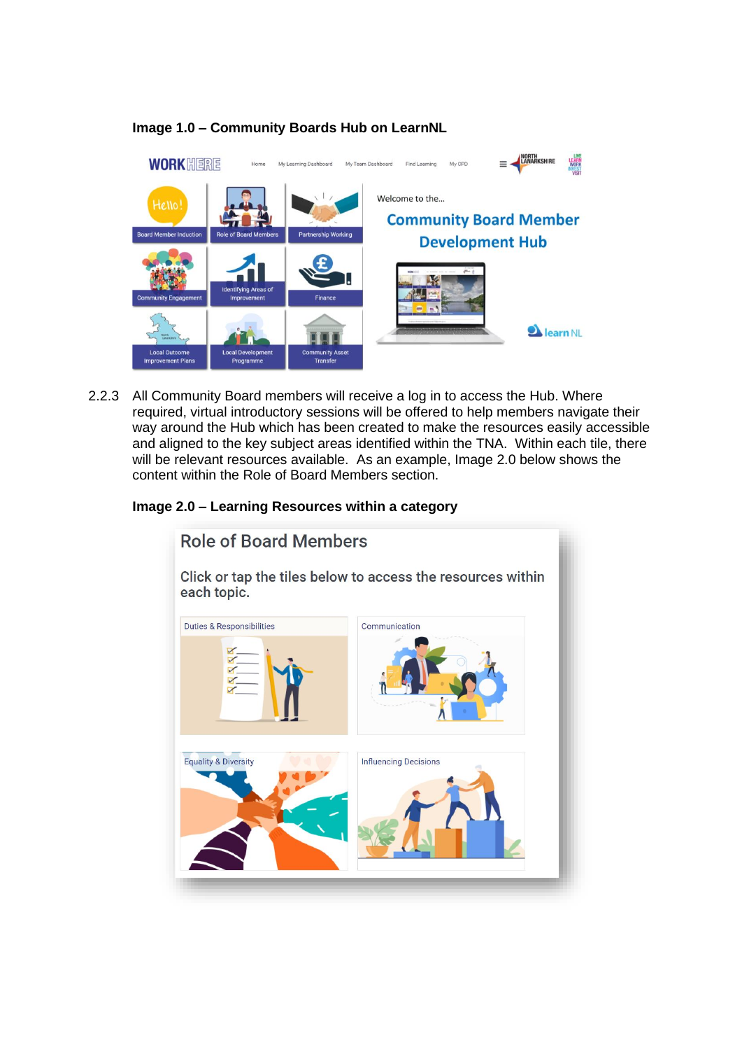**Image 1.0 – Community Boards Hub on LearnNL**

2.2.3 All Community Board members will receive a log in to access the Hub. Where required, virtual introductory sessions will be offered to help members navigate their way around the Hub which has been created to make the resources easily accessible and aligned to the key subject areas identified within the TNA. Within each tile, there will be relevant resources available. As an example, Image 2.0 below shows the content within the Role of Board Members section.

**Image 2.0 – Learning Resources within a category**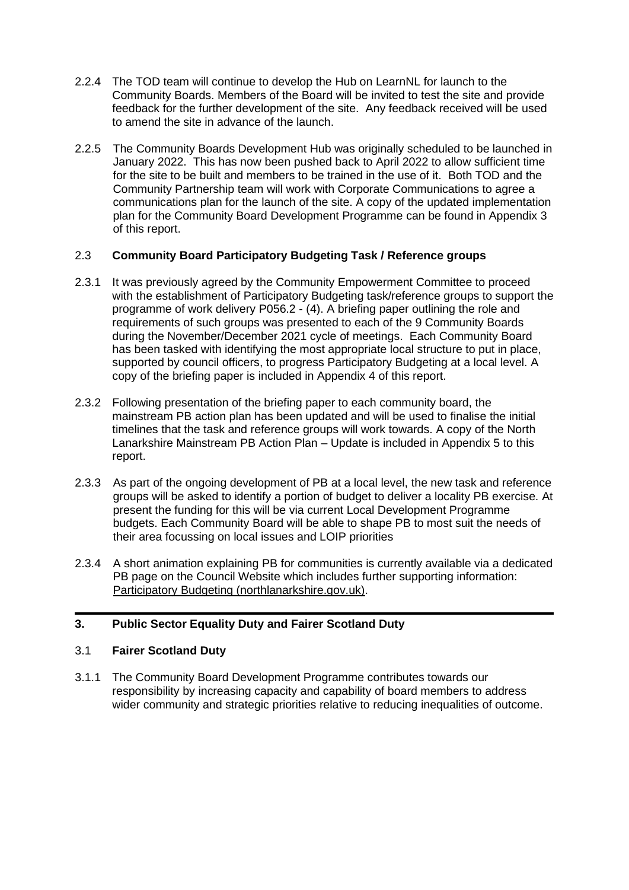2.2.4 The TOD team will continue to develop the Hub on LearnNL for launch to the Community Boards. Members of the Board will be invited to test the site and provide feedback for the further development of the site. Any feedback received will be used to amend the site in advance of the launch.

2.2.5 The Community Boards Development Hub was originally scheduled to be launched in January 2022. This has now been pushed back to April 2022 to allow sufficient time for the site to be built and members to be trained in the use of it. Both TOD and the Community Partnership team will work with Corporate Communications to agree a communications plan for the launch of the site. A copy of the updated implementation plan for the Community Board Development Programme can be found in Appendix 3 of this report.

2.3 **Community Board Participatory Budgeting Task / Reference groups**

2.3.1 It was previously agreed by the Community Empowerment Committee to proceed with the establishment of Participatory Budgeting task/reference groups to support the programme of work delivery P056.2 - (4). A briefing paper outlining the role and requirements of such groups was presented to each of the 9 Community Boards during the November/December 2021 cycle of meetings. Each Community Board has been tasked with identifying the most appropriate local structure to put in place, supported by council officers, to progress Participatory Budgeting at a local level. A copy of the briefing paper is included in Appendix 4 of this report.

2.3.2 Following presentation of the briefing paper to each community board, the mainstream PB action plan has been updated and will be used to finalise the initial timelines that the task and reference groups will work towards. A copy of the North Lanarkshire Mainstream PB Action Plan – Update is included in Appendix 5 to this report.

2.3.3 As part of the ongoing development of PB at a local level, the new task and reference groups will be asked to identify a portion of budget to deliver a locality PB exercise. At present the funding for this will be via current Local Development Programme budgets. Each Community Board will be able to shape PB to most suit the needs of their area focussing on local issues and LOIP priorities

2.3.4 A short animation explaining PB for communities is currently available via a dedicated PB page on the Council Website which includes further supporting information: Participatory Budgeting (northlanarkshire.gov.uk).

---

## 3. Public Sector Equality Duty and Fairer Scotland Duty

3.1 **Fairer Scotland Duty**

3.1.1 The Community Board Development Programme contributes towards our responsibility by increasing capacity and capability of board members to address wider community and strategic priorities relative to reducing inequalities of outcome.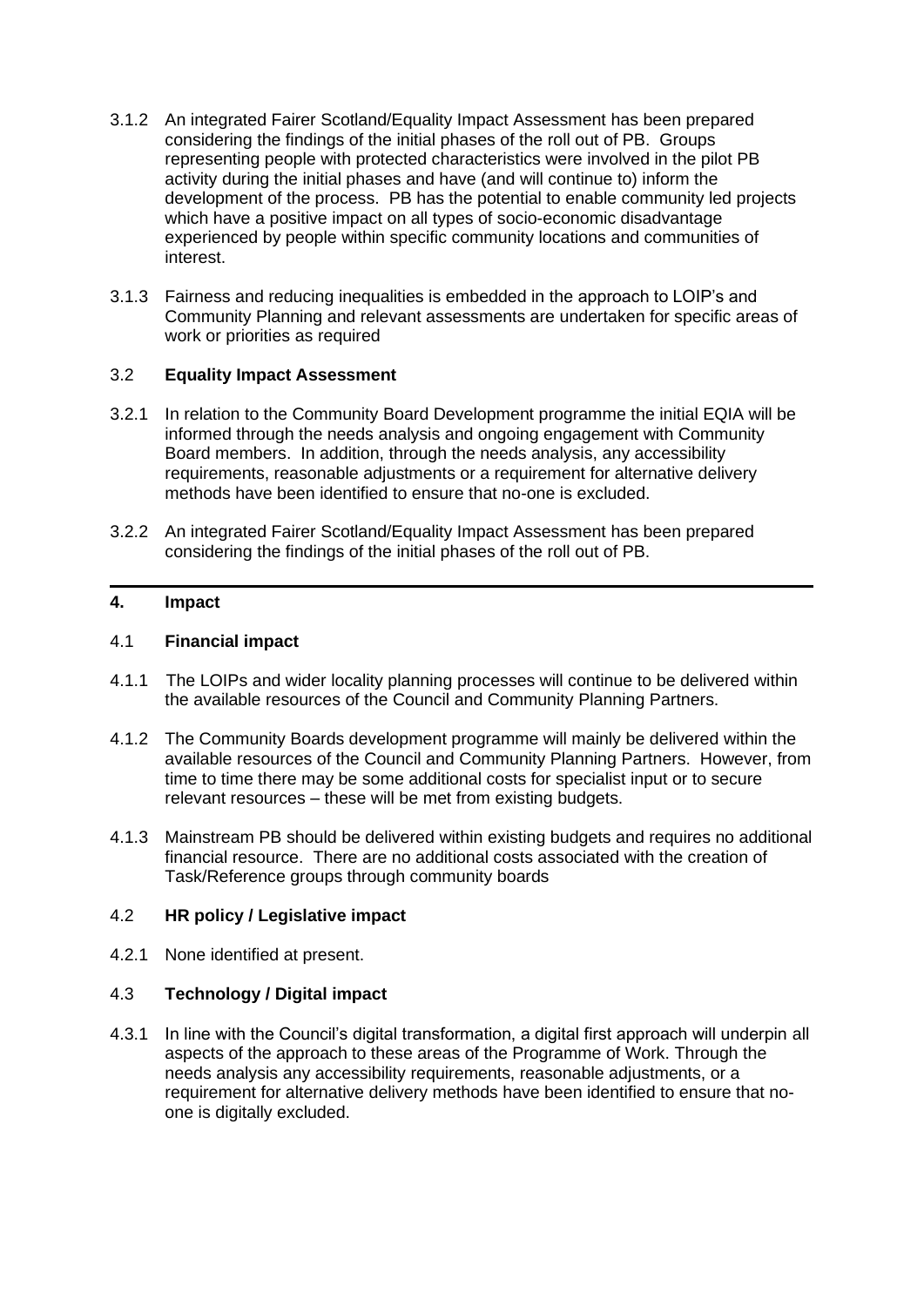3.1.2 An integrated Fairer Scotland/Equality Impact Assessment has been prepared considering the findings of the initial phases of the roll out of PB. Groups representing people with protected characteristics were involved in the pilot PB activity during the initial phases and have (and will continue to) inform the development of the process. PB has the potential to enable community led projects which have a positive impact on all types of socio-economic disadvantage experienced by people within specific community locations and communities of interest.

3.1.3 Fairness and reducing inequalities is embedded in the approach to LOIP's and Community Planning and relevant assessments are undertaken for specific areas of work or priorities as required

### 3.2 Equality Impact Assessment

3.2.1 In relation to the Community Board Development programme the initial EQIA will be informed through the needs analysis and ongoing engagement with Community Board members. In addition, through the needs analysis, any accessibility requirements, reasonable adjustments or a requirement for alternative delivery methods have been identified to ensure that no-one is excluded.

3.2.2 An integrated Fairer Scotland/Equality Impact Assessment has been prepared considering the findings of the initial phases of the roll out of PB.

---

## 4. Impact

### 4.1 Financial impact

4.1.1 The LOIPs and wider locality planning processes will continue to be delivered within the available resources of the Council and Community Planning Partners.

4.1.2 The Community Boards development programme will mainly be delivered within the available resources of the Council and Community Planning Partners. However, from time to time there may be some additional costs for specialist input or to secure relevant resources – these will be met from existing budgets.

4.1.3 Mainstream PB should be delivered within existing budgets and requires no additional financial resource. There are no additional costs associated with the creation of Task/Reference groups through community boards

### 4.2 HR policy / Legislative impact

4.2.1 None identified at present.

### 4.3 Technology / Digital impact

4.3.1 In line with the Council's digital transformation, a digital first approach will underpin all aspects of the approach to these areas of the Programme of Work. Through the needs analysis any accessibility requirements, reasonable adjustments, or a requirement for alternative delivery methods have been identified to ensure that no-one is digitally excluded.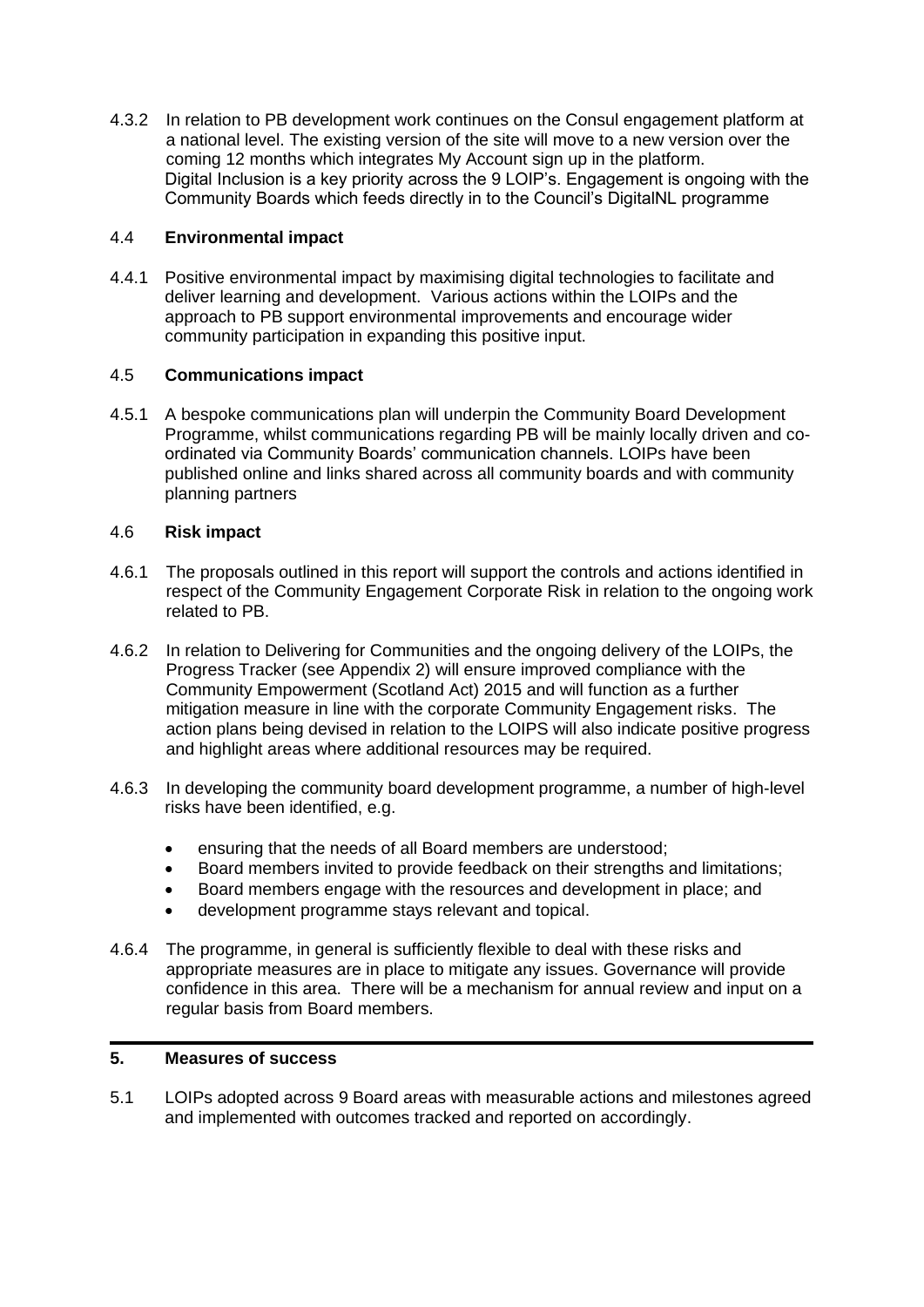4.3.2 In relation to PB development work continues on the Consul engagement platform at a national level. The existing version of the site will move to a new version over the coming 12 months which integrates My Account sign up in the platform. Digital Inclusion is a key priority across the 9 LOIP's. Engagement is ongoing with the Community Boards which feeds directly in to the Council's DigitalNL programme

## 4.4 Environmental impact

4.4.1 Positive environmental impact by maximising digital technologies to facilitate and deliver learning and development. Various actions within the LOIPs and the approach to PB support environmental improvements and encourage wider community participation in expanding this positive input.

## 4.5 Communications impact

4.5.1 A bespoke communications plan will underpin the Community Board Development Programme, whilst communications regarding PB will be mainly locally driven and co-ordinated via Community Boards' communication channels. LOIPs have been published online and links shared across all community boards and with community planning partners

## 4.6 Risk impact

4.6.1 The proposals outlined in this report will support the controls and actions identified in respect of the Community Engagement Corporate Risk in relation to the ongoing work related to PB.

4.6.2 In relation to Delivering for Communities and the ongoing delivery of the LOIPs, the Progress Tracker (see Appendix 2) will ensure improved compliance with the Community Empowerment (Scotland Act) 2015 and will function as a further mitigation measure in line with the corporate Community Engagement risks. The action plans being devised in relation to the LOIPS will also indicate positive progress and highlight areas where additional resources may be required.

4.6.3 In developing the community board development programme, a number of high-level risks have been identified, e.g.

- ensuring that the needs of all Board members are understood;
- Board members invited to provide feedback on their strengths and limitations;
- Board members engage with the resources and development in place; and
- development programme stays relevant and topical.

4.6.4 The programme, in general is sufficiently flexible to deal with these risks and appropriate measures are in place to mitigate any issues. Governance will provide confidence in this area. There will be a mechanism for annual review and input on a regular basis from Board members.

## 5. Measures of success

5.1 LOIPs adopted across 9 Board areas with measurable actions and milestones agreed and implemented with outcomes tracked and reported on accordingly.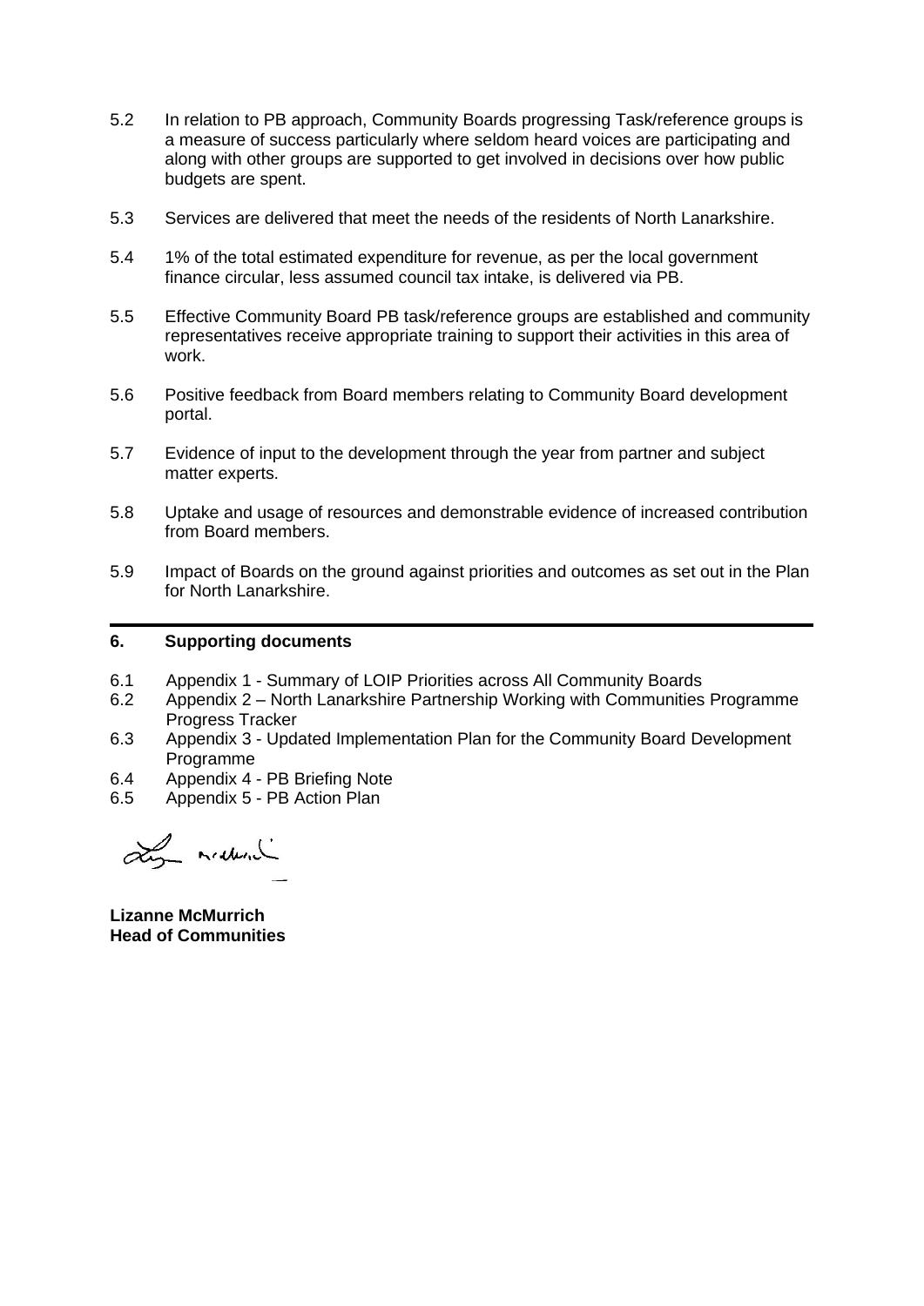5.2 In relation to PB approach, Community Boards progressing Task/reference groups is a measure of success particularly where seldom heard voices are participating and along with other groups are supported to get involved in decisions over how public budgets are spent.

5.3 Services are delivered that meet the needs of the residents of North Lanarkshire.

5.4 1% of the total estimated expenditure for revenue, as per the local government finance circular, less assumed council tax intake, is delivered via PB.

5.5 Effective Community Board PB task/reference groups are established and community representatives receive appropriate training to support their activities in this area of work.

5.6 Positive feedback from Board members relating to Community Board development portal.

5.7 Evidence of input to the development through the year from partner and subject matter experts.

5.8 Uptake and usage of resources and demonstrable evidence of increased contribution from Board members.

5.9 Impact of Boards on the ground against priorities and outcomes as set out in the Plan for North Lanarkshire.

## 6. Supporting documents

6.1 Appendix 1 - Summary of LOIP Priorities across All Community Boards
6.2 Appendix 2 – North Lanarkshire Partnership Working with Communities Programme Progress Tracker
6.3 Appendix 3 - Updated Implementation Plan for the Community Board Development Programme
6.4 Appendix 4 - PB Briefing Note
6.5 Appendix 5 - PB Action Plan

**Lizanne McMurrich**
**Head of Communities**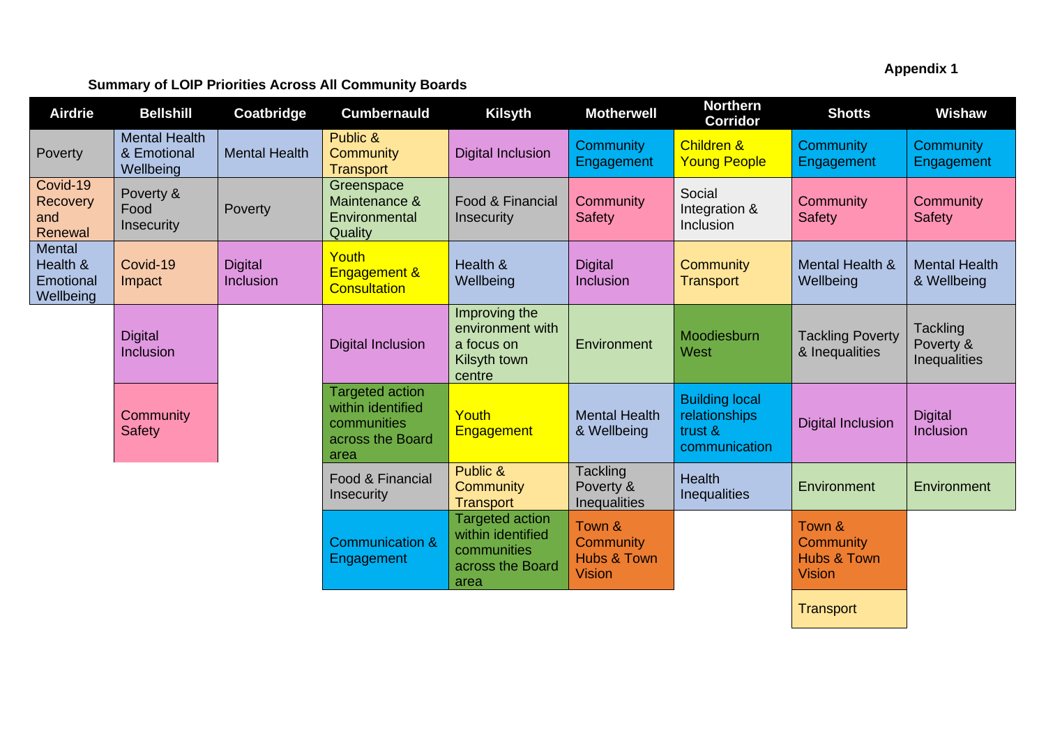**Appendix 1**

**Summary of LOIP Priorities Across All Community Boards**

| Airdrie | Bellshill | Coatbridge | Cumbernauld | Kilsyth | Motherwell | Northern Corridor | Shotts | Wishaw |
|---|---|---|---|---|---|---|---|---|
| Poverty | Mental Health & Emotional Wellbeing | Mental Health | Public & Community Transport | Digital Inclusion | Community Engagement | Children & Young People | Community Engagement | Community Engagement |
| Covid-19 Recovery and Renewal | Poverty & Food Insecurity | Poverty | Greenspace Maintenance & Environmental Quality | Food & Financial Insecurity | Community Safety | Social Integration & Inclusion | Community Safety | Community Safety |
| Mental Health & Emotional Wellbeing | Covid-19 Impact | Digital Inclusion | Youth Engagement & Consultation | Health & Wellbeing | Digital Inclusion | Community Transport | Mental Health & Wellbeing | Mental Health & Wellbeing |
| | Digital Inclusion | | Digital Inclusion | Improving the environment with a focus on Kilsyth town centre | Environment | Moodiesburn West | Tackling Poverty & Inequalities | Tackling Poverty & Inequalities |
| | Community Safety | | Targeted action within identified communities across the Board area | Youth Engagement | Mental Health & Wellbeing | Building local relationships trust & communication | Digital Inclusion | Digital Inclusion |
| | | | Food & Financial Insecurity | Public & Community Transport | Tackling Poverty & Inequalities | Health Inequalities | Environment | Environment |
| | | | Communication & Engagement | Targeted action within identified communities across the Board area | Town & Community Hubs & Town Vision | | Town & Community Hubs & Town Vision | |
| | | | | | | | Transport | |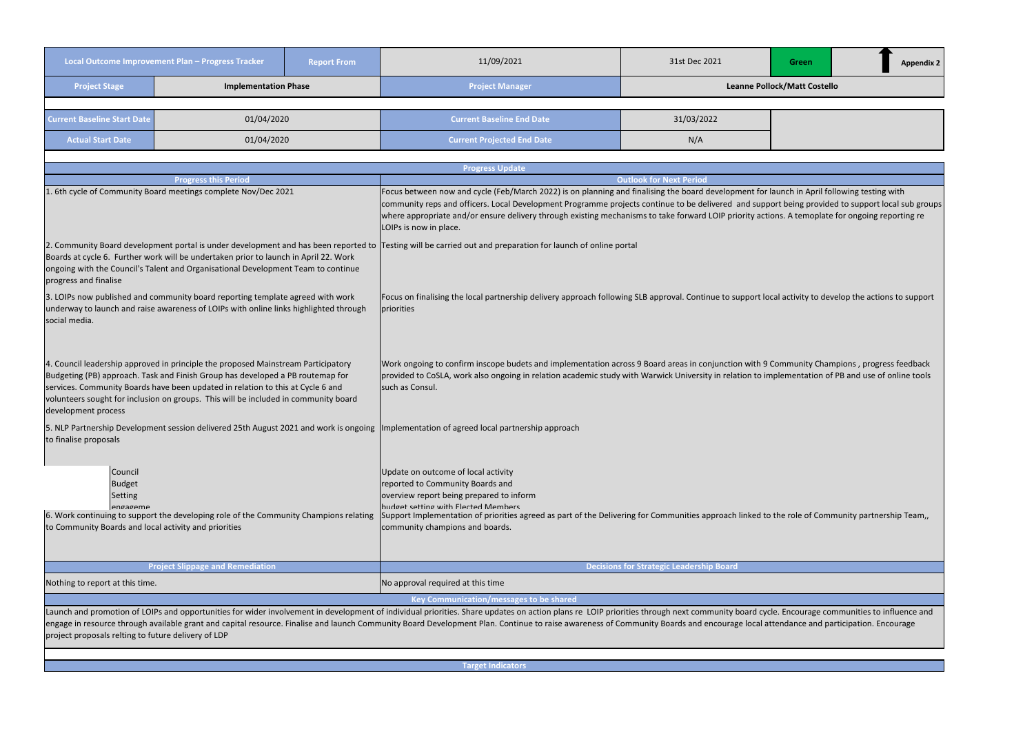| Local Outcome Improvement Plan – Progress Tracker | Report From | 11/09/2021 | 31st Dec 2021 | Green | ⬆ | Appendix 2 |
|---|---|---|---|---|---|---|
| Project Stage | Implementation Phase | Project Manager | Leanne Pollock/Matt Costello | | | |

| Current Baseline Start Date | 01/04/2020 | Current Baseline End Date | 31/03/2022 |
|---|---|---|---|
| Actual Start Date | 01/04/2020 | Current Projected End Date | N/A |

## Progress Update

| Progress this Period | Outlook for Next Period |
|---|---|
| 1. 6th cycle of Community Board meetings complete Nov/Dec 2021 | Focus between now and cycle (Feb/March 2022) is on planning and finalising the board development for launch in April following testing with community reps and officers. Local Development Programme projects continue to be delivered and support being provided to support local sub groups where appropriate and/or ensure delivery through existing mechanisms to take forward LOIP priority actions. A temoplate for ongoing reporting re LOIPs is now in place. |
| 2. Community Board development portal is under development and has been reported to Boards at cycle 6. Further work will be undertaken prior to launch in April 22. Work ongoing with the Council's Talent and Organisational Development Team to continue progress and finalise | Testing will be carried out and preparation for launch of online portal |
| 3. LOIPs now published and community board reporting template agreed with work underway to launch and raise awareness of LOIPs with online links highlighted through social media. | Focus on finalising the local partnership delivery approach following SLB approval. Continue to support local activity to develop the actions to support priorities |
| 4. Council leadership approved in principle the proposed Mainstream Participatory Budgeting (PB) approach. Task and Finish Group has developed a PB routemap for services. Community Boards have been updated in relation to this at Cycle 6 and volunteers sought for inclusion on groups. This will be included in community board development process | Work ongoing to confirm inscope budets and implementation across 9 Board areas in conjunction with 9 Community Champions , progress feedback provided to CoSLA, work also ongoing in relation academic study with Warwick University in relation to implementation of PB and use of online tools such as Consul. |
| 5. NLP Partnership Development session delivered 25th August 2021 and work is ongoing to finalise proposals | Implementation of agreed local partnership approach |
| Council Budget Setting engageme | Update on outcome of local activity reported to Community Boards and overview report being prepared to inform budget setting with Elected Members |
| 6. Work continuing to support the developing role of the Community Champions relating to Community Boards and local activity and priorities | Support Implementation of priorities agreed as part of the Delivering for Communities approach linked to the role of Community partnership Team,, community champions and boards. |

| Project Slippage and Remediation | Decisions for Strategic Leadership Board |
|---|---|
| Nothing to report at this time. | No approval required at this time |

## Key Communication/messages to be shared

Launch and promotion of LOIPs and opportunities for wider involvement in development of individual priorities. Share updates on action plans re LOIP priorities through next community board cycle. Encourage communities to influence and engage in resource through available grant and capital resource. Finalise and launch Community Board Development Plan. Continue to raise awareness of Community Boards and encourage local attendance and participation. Encourage project proposals relting to future delivery of LDP

## Target Indicators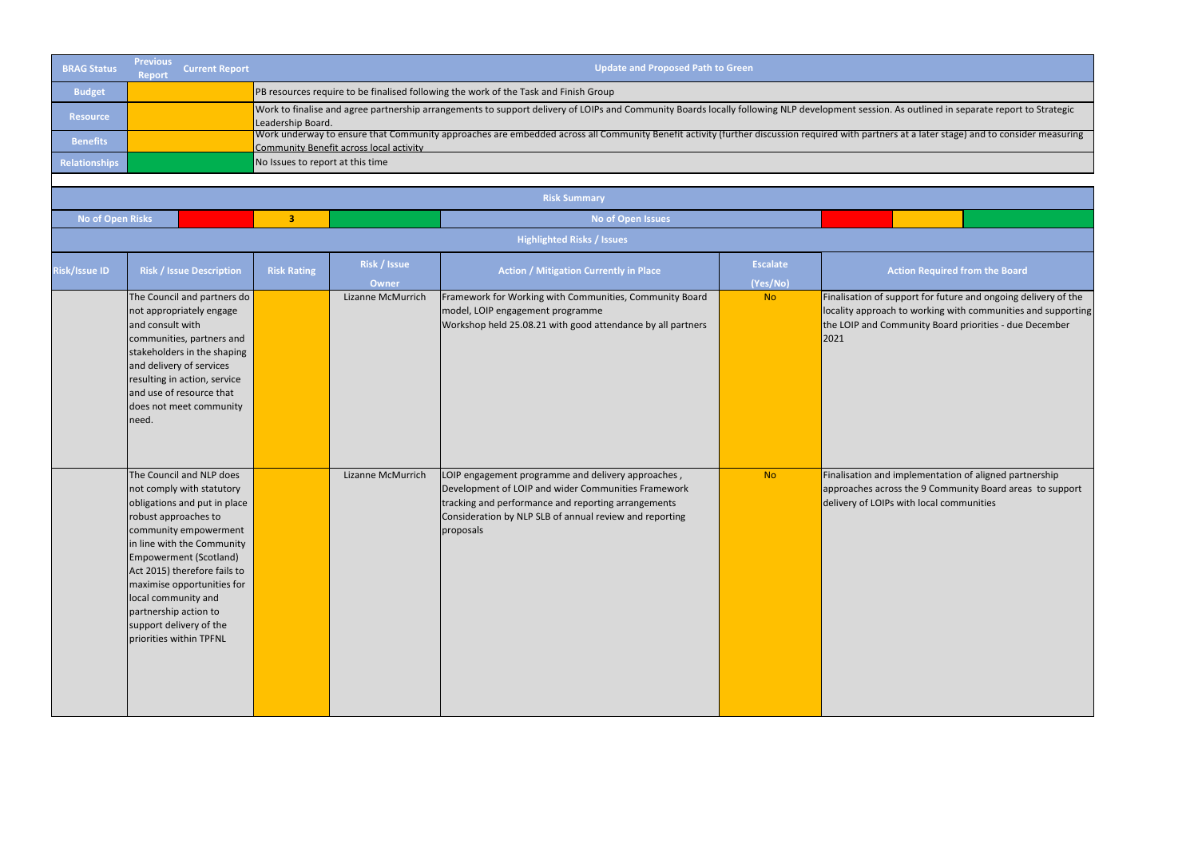| BRAG Status | Previous Report | Current Report | Update and Proposed Path to Green |
|---|---|---|---|
| Budget | | | PB resources require to be finalised following the work of the Task and Finish Group |
| Resource | | | Work to finalise and agree partnership arrangements to support delivery of LOIPs and Community Boards locally following NLP development session. As outlined in separate report to Strategic Leadership Board. |
| Benefits | | | Work underway to ensure that Community approaches are embedded across all Community Benefit activity (further discussion required with partners at a later stage) and to consider measuring Community Benefit across local activity |
| Relationships | | | No Issues to report at this time |

**Risk Summary**

| No of Open Risks | | 3 | | No of Open Issues | | | |
|---|---|---|---|---|---|---|---|

**Highlighted Risks / Issues**

| Risk/Issue ID | Risk / Issue Description | Risk Rating | Risk / Issue Owner | Action / Mitigation Currently in Place | Escalate (Yes/No) | Action Required from the Board |
|---|---|---|---|---|---|---|
| | The Council and partners do not appropriately engage and consult with communities, partners and stakeholders in the shaping and delivery of services resulting in action, service and use of resource that does not meet community need. | | Lizanne McMurrich | Framework for Working with Communities, Community Board model, LOIP engagement programme<br>Workshop held 25.08.21 with good attendance by all partners | No | Finalisation of support for future and ongoing delivery of the locality approach to working with communities and supporting the LOIP and Community Board priorities - due December 2021 |
| | The Council and NLP does not comply with statutory obligations and put in place robust approaches to community empowerment in line with the Community Empowerment (Scotland) Act 2015) therefore fails to maximise opportunities for local community and partnership action to support delivery of the priorities within TPFNL | | Lizanne McMurrich | LOIP engagement programme and delivery approaches ,<br>Development of LOIP and wider Communities Framework tracking and performance and reporting arrangements<br>Consideration by NLP SLB of annual review and reporting proposals | No | Finalisation and implementation of aligned partnership approaches across the 9 Community Board areas to support delivery of LOIPs with local communities |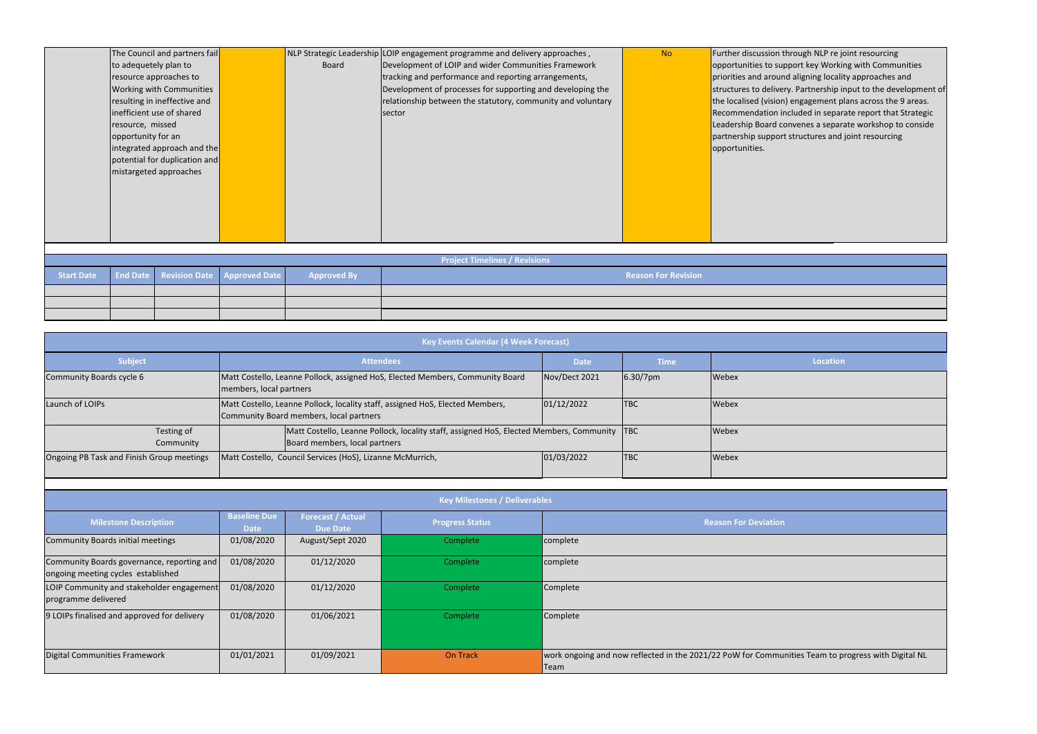| | | | | | | |
|---|---|---|---|---|---|---|
| | The Council and partners fail to adequetely plan to resource approaches to Working with Communities resulting in ineffective and inefficient use of shared resource, missed opportunity for an integrated approach and the potential for duplication and mistargeted approaches | | NLP Strategic Leadership Board | LOIP engagement programme and delivery approaches , Development of LOIP and wider Communities Framework tracking and performance and reporting arrangements, Development of processes for supporting and developing the relationship between the statutory, community and voluntary sector | No | Further discussion through NLP re joint resourcing opportunities to support key Working with Communities priorities and around aligning locality approaches and structures to delivery. Partnership input to the development of the localised (vision) engagement plans across the 9 areas. Recommendation included in separate report that Strategic Leadership Board convenes a separate workshop to conside partnership support structures and joint resourcing opportunities. |

**Project Timelines / Revisions**

| Start Date | End Date | Revision Date | Approved Date | Approved By | Reason For Revision |
|---|---|---|---|---|---|
| | | | | | |
| | | | | | |
| | | | | | |

**Key Events Calendar (4 Week Forecast)**

| Subject | Attendees | Date | Time | Location |
|---|---|---|---|---|
| Community Boards cycle 6 | Matt Costello, Leanne Pollock, assigned HoS, Elected Members, Community Board members, local partners | Nov/Dect 2021 | 6.30/7pm | Webex |
| Launch of LOIPs | Matt Costello, Leanne Pollock, locality staff, assigned HoS, Elected Members, Community Board members, local partners | 01/12/2022 | TBC | Webex |
| Testing of Community | Matt Costello, Leanne Pollock, locality staff, assigned HoS, Elected Members, Community Board members, local partners | | TBC | Webex |
| Ongoing PB Task and Finish Group meetings | Matt Costello, Council Services (HoS), Lizanne McMurrich, | 01/03/2022 | TBC | Webex |

**Key Milestones / Deliverables**

| Milestone Description | Baseline Due Date | Forecast / Actual Due Date | Progress Status | Reason For Deviation |
|---|---|---|---|---|
| Community Boards initial meetings | 01/08/2020 | August/Sept 2020 | Complete | complete |
| Community Boards governance, reporting and ongoing meeting cycles established | 01/08/2020 | 01/12/2020 | Complete | complete |
| LOIP Community and stakeholder engagement programme delivered | 01/08/2020 | 01/12/2020 | Complete | Complete |
| 9 LOIPs finalised and approved for delivery | 01/08/2020 | 01/06/2021 | Complete | Complete |
| Digital Communities Framework | 01/01/2021 | 01/09/2021 | On Track | work ongoing and now reflected in the 2021/22 PoW for Communities Team to progress with Digital NL Team |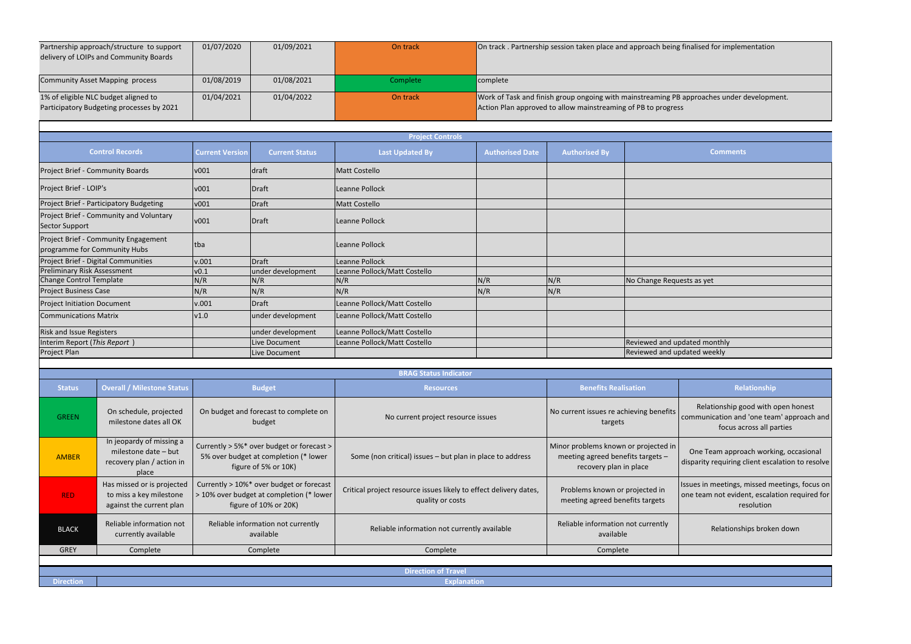| | | | | |
|---|---|---|---|---|
| Partnership approach/structure to support delivery of LOIPs and Community Boards | 01/07/2020 | 01/09/2021 | On track | On track . Partnership session taken place and approach being finalised for implementation |
| Community Asset Mapping process | 01/08/2019 | 01/08/2021 | Complete | complete |
| 1% of eligible NLC budget aligned to Participatory Budgeting processes by 2021 | 01/04/2021 | 01/04/2022 | On track | Work of Task and finish group ongoing with mainstreaming PB approaches under development. Action Plan approved to allow mainstreaming of PB to progress |

**Project Controls**

| Control Records | Current Version | Current Status | Last Updated By | Authorised Date | Authorised By | Comments |
|---|---|---|---|---|---|---|
| Project Brief - Community Boards | v001 | draft | Matt Costello | | | |
| Project Brief - LOIP's | v001 | Draft | Leanne Pollock | | | |
| Project Brief - Participatory Budgeting | v001 | Draft | Matt Costello | | | |
| Project Brief - Community and Voluntary Sector Support | v001 | Draft | Leanne Pollock | | | |
| Project Brief - Community Engagement programme for Community Hubs | tba | | Leanne Pollock | | | |
| Project Brief - Digital Communities | v.001 | Draft | Leanne Pollock | | | |
| Preliminary Risk Assessment | v0.1 | under development | Leanne Pollock/Matt Costello | | | |
| Change Control Template | N/R | N/R | N/R | N/R | N/R | No Change Requests as yet |
| Project Business Case | N/R | N/R | N/R | N/R | N/R | |
| Project Initiation Document | v.001 | Draft | Leanne Pollock/Matt Costello | | | |
| Communications Matrix | v1.0 | under development | Leanne Pollock/Matt Costello | | | |
| Risk and Issue Registers | | under development | Leanne Pollock/Matt Costello | | | |
| Interim Report (*This Report* ) | | Live Document | Leanne Pollock/Matt Costello | | | Reviewed and updated monthly |
| Project Plan | | Live Document | | | | Reviewed and updated weekly |

**BRAG Status Indicator**

| Status | Overall / Milestone Status | Budget | Resources | Benefits Realisation | Relationship |
|---|---|---|---|---|---|
| GREEN | On schedule, projected milestone dates all OK | On budget and forecast to complete on budget | No current project resource issues | No current issues re achieving benefits targets | Relationship good with open honest communication and 'one team' approach and focus across all parties |
| AMBER | In jeopardy of missing a milestone date – but recovery plan / action in place | Currently > 5%* over budget or forecast > 5% over budget at completion (* lower figure of 5% or 10K) | Some (non critical) issues – but plan in place to address | Minor problems known or projected in meeting agreed benefits targets – recovery plan in place | One Team approach working, occasional disparity requiring client escalation to resolve |
| RED | Has missed or is projected to miss a key milestone against the current plan | Currently > 10%* over budget or forecast > 10% over budget at completion (* lower figure of 10% or 20K) | Critical project resource issues likely to effect delivery dates, quality or costs | Problems known or projected in meeting agreed benefits targets | Issues in meetings, missed meetings, focus on one team not evident, escalation required for resolution |
| BLACK | Reliable information not currently available | Reliable information not currently available | Reliable information not currently available | Reliable information not currently available | Relationships broken down |
| GREY | Complete | Complete | Complete | Complete | |

**Direction of Travel**

| Direction | Explanation |
|---|---|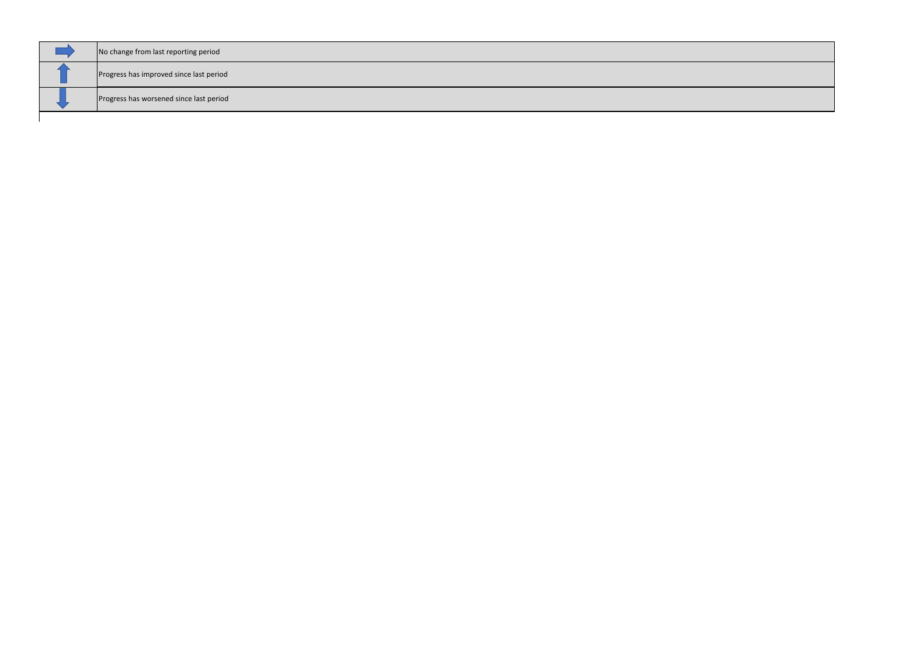| | |
|---|---|
| ➡ | No change from last reporting period |
| ⬆ | Progress has improved since last period |
| ⬇ | Progress has worsened since last period |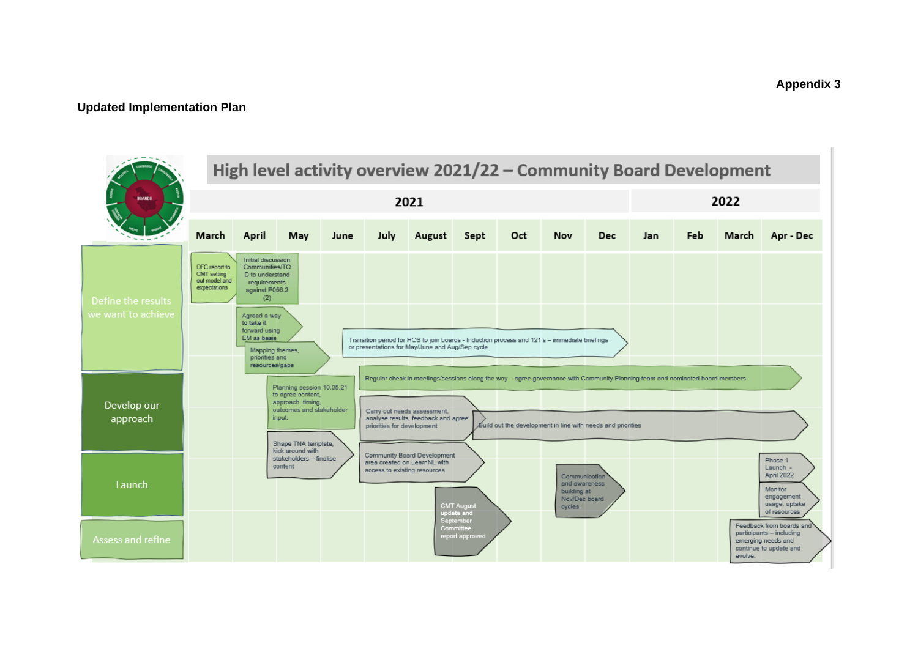**Appendix 3**

**Updated Implementation Plan**

## High level activity overview 2021/22 – Community Board Development

| | 2021 | | | | | | | | | | 2022 | | |
|---|---|---|---|---|---|---|---|---|---|---|---|---|---|
| | March | April | May | June | July | August | Sept | Oct | Nov | Dec | Jan | Feb | March | Apr - Dec |

**Define the results we want to achieve**

- March: DFC report to CMT setting out model and expectations
- April: Initial discussion Communities/TO D to understand requirements against P056.2 (2)
- April: Agreed a way to take it forward using EM as basis
- April–May: Mapping themes, priorities and resources/gaps
- June–Dec: Transition period for HOS to join boards - Induction process and 121's – immediate briefings or presentations for May/June and Aug/Sep cycle
- July–March 2022: Regular check in meetings/sessions along the way – agree governance with Community Planning team and nominated board members

**Develop our approach**

- May: Planning session 10.05.21 to agree content, approach, timing, outcomes and stakeholder input.
- July–August: Carry out needs assessment, analyse results, feedback and agree priorities for development
- August–Apr-Dec 2022: Build out the development in line with needs and priorities

**Launch**

- May: Shape TNA template, kick around with stakeholders – finalise content
- July–August: Community Board Development area created on LearnNL with access to existing resources
- Nov–Dec: Communication and awareness building at Nov/Dec board cycles.
- Apr - Dec: Phase 1 Launch - April 2022
- Apr - Dec: Monitor engagement usage, uptake of resources

**Assess and refine**

- August–Sept: CMT August update and September Committee report approved
- March–Apr-Dec 2022: Feedback from boards and participants – including emerging needs and continue to update and evolve.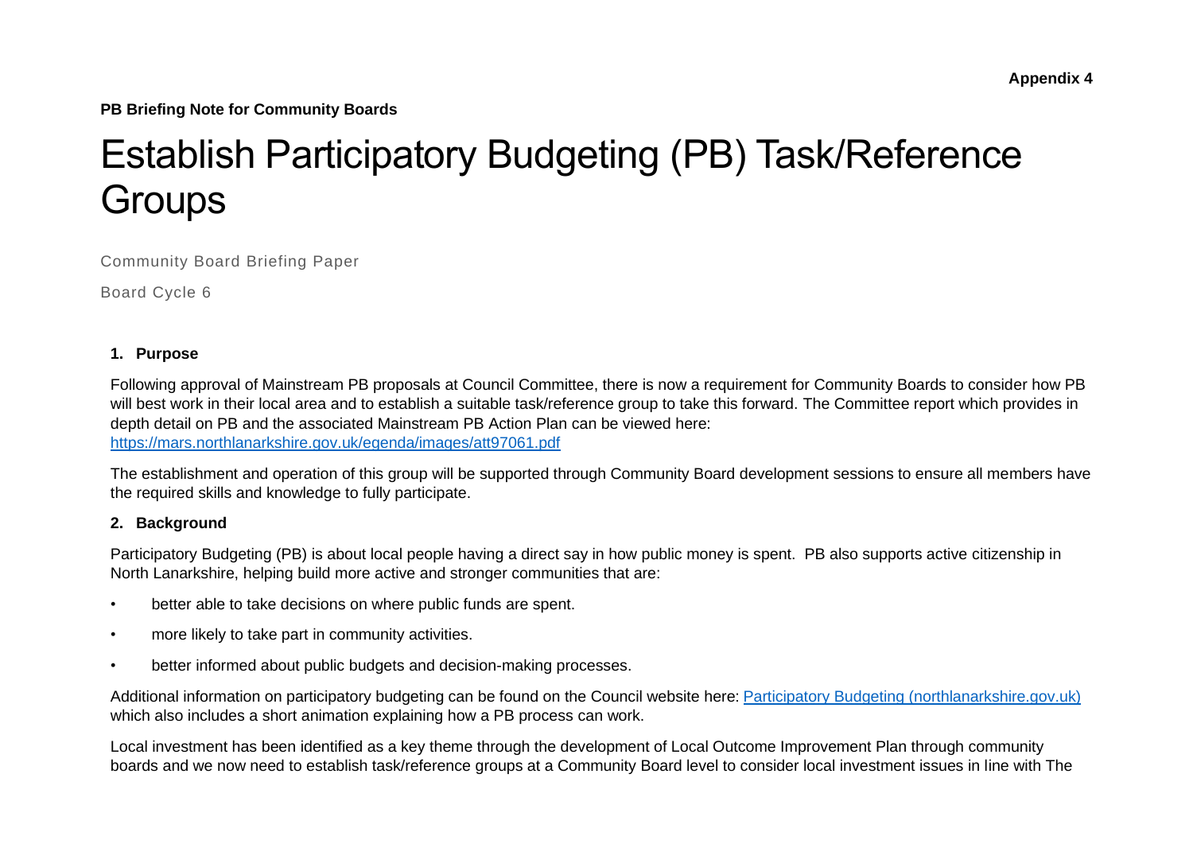**Appendix 4**

**PB Briefing Note for Community Boards**

# Establish Participatory Budgeting (PB) Task/Reference Groups

Community Board Briefing Paper

Board Cycle 6

## 1. Purpose

Following approval of Mainstream PB proposals at Council Committee, there is now a requirement for Community Boards to consider how PB will best work in their local area and to establish a suitable task/reference group to take this forward. The Committee report which provides in depth detail on PB and the associated Mainstream PB Action Plan can be viewed here: [https://mars.northlanarkshire.gov.uk/egenda/images/att97061.pdf](https://mars.northlanarkshire.gov.uk/egenda/images/att97061.pdf)

The establishment and operation of this group will be supported through Community Board development sessions to ensure all members have the required skills and knowledge to fully participate.

## 2. Background

Participatory Budgeting (PB) is about local people having a direct say in how public money is spent. PB also supports active citizenship in North Lanarkshire, helping build more active and stronger communities that are:

- better able to take decisions on where public funds are spent.
- more likely to take part in community activities.
- better informed about public budgets and decision-making processes.

Additional information on participatory budgeting can be found on the Council website here: [Participatory Budgeting (northlanarkshire.gov.uk)](Participatory Budgeting (northlanarkshire.gov.uk)) which also includes a short animation explaining how a PB process can work.

Local investment has been identified as a key theme through the development of Local Outcome Improvement Plan through community boards and we now need to establish task/reference groups at a Community Board level to consider local investment issues in line with The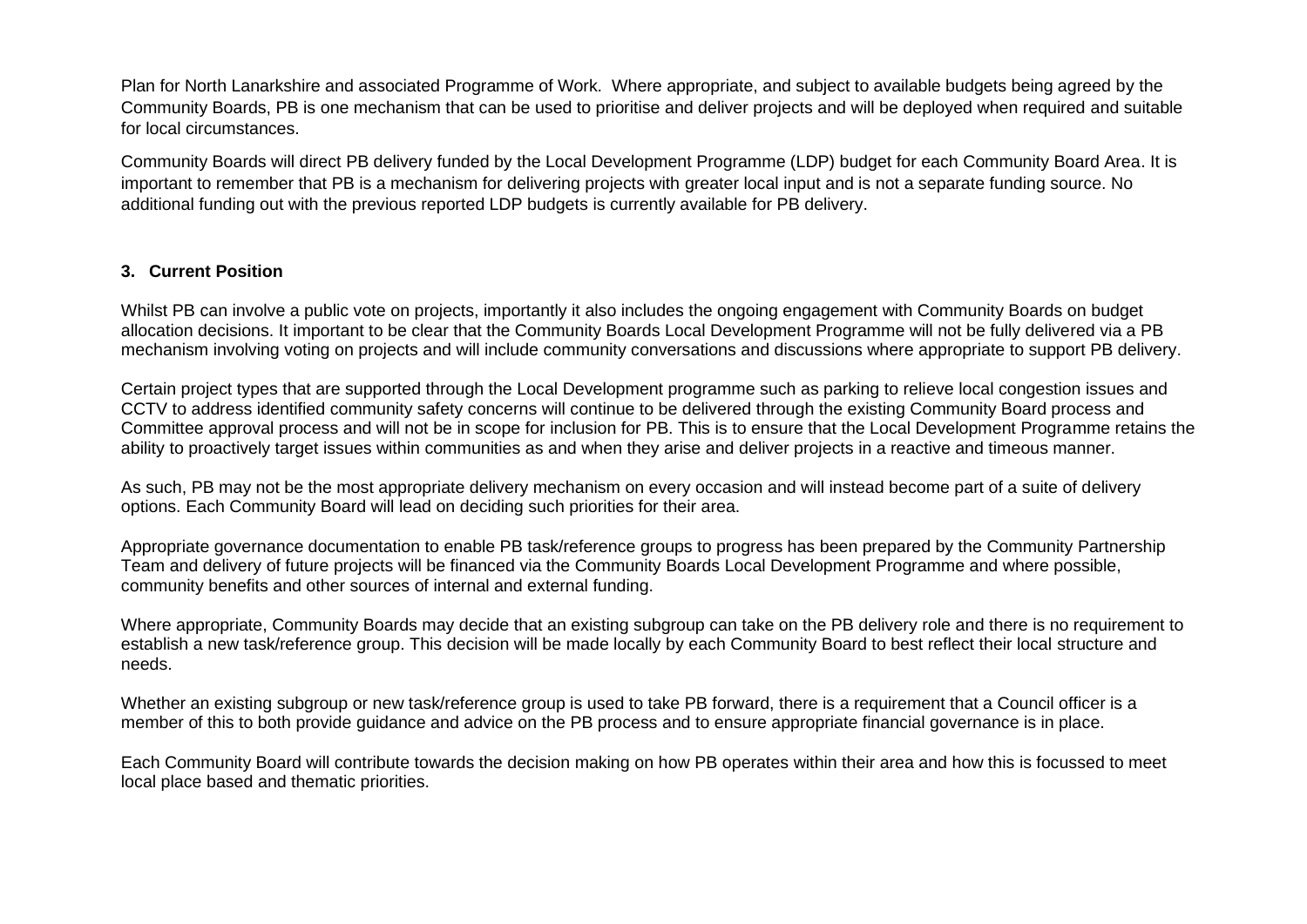Plan for North Lanarkshire and associated Programme of Work. Where appropriate, and subject to available budgets being agreed by the Community Boards, PB is one mechanism that can be used to prioritise and deliver projects and will be deployed when required and suitable for local circumstances.

Community Boards will direct PB delivery funded by the Local Development Programme (LDP) budget for each Community Board Area. It is important to remember that PB is a mechanism for delivering projects with greater local input and is not a separate funding source. No additional funding out with the previous reported LDP budgets is currently available for PB delivery.

## 3. Current Position

Whilst PB can involve a public vote on projects, importantly it also includes the ongoing engagement with Community Boards on budget allocation decisions. It important to be clear that the Community Boards Local Development Programme will not be fully delivered via a PB mechanism involving voting on projects and will include community conversations and discussions where appropriate to support PB delivery.

Certain project types that are supported through the Local Development programme such as parking to relieve local congestion issues and CCTV to address identified community safety concerns will continue to be delivered through the existing Community Board process and Committee approval process and will not be in scope for inclusion for PB. This is to ensure that the Local Development Programme retains the ability to proactively target issues within communities as and when they arise and deliver projects in a reactive and timeous manner.

As such, PB may not be the most appropriate delivery mechanism on every occasion and will instead become part of a suite of delivery options. Each Community Board will lead on deciding such priorities for their area.

Appropriate governance documentation to enable PB task/reference groups to progress has been prepared by the Community Partnership Team and delivery of future projects will be financed via the Community Boards Local Development Programme and where possible, community benefits and other sources of internal and external funding.

Where appropriate, Community Boards may decide that an existing subgroup can take on the PB delivery role and there is no requirement to establish a new task/reference group. This decision will be made locally by each Community Board to best reflect their local structure and needs.

Whether an existing subgroup or new task/reference group is used to take PB forward, there is a requirement that a Council officer is a member of this to both provide guidance and advice on the PB process and to ensure appropriate financial governance is in place.

Each Community Board will contribute towards the decision making on how PB operates within their area and how this is focussed to meet local place based and thematic priorities.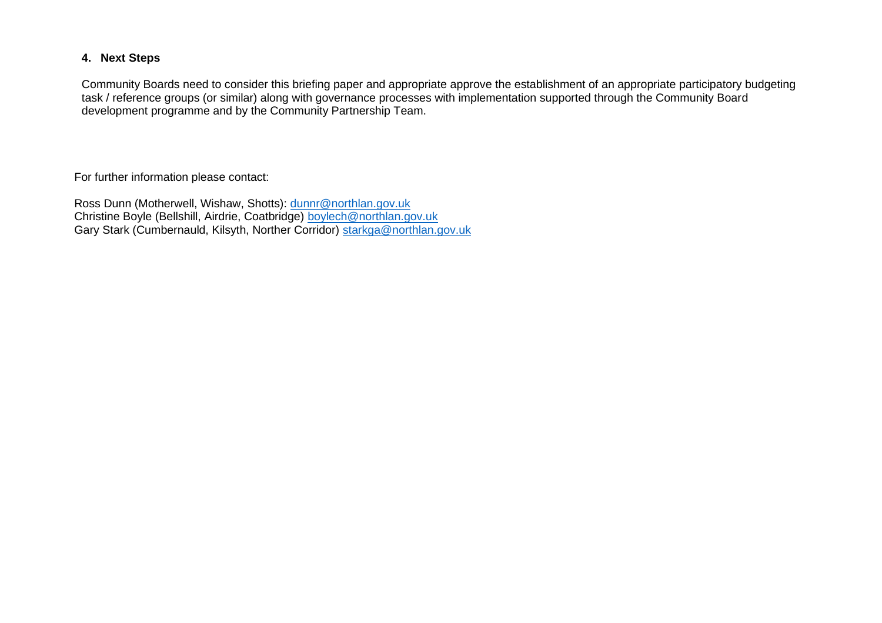## 4. Next Steps

Community Boards need to consider this briefing paper and appropriate approve the establishment of an appropriate participatory budgeting task / reference groups (or similar) along with governance processes with implementation supported through the Community Board development programme and by the Community Partnership Team.

For further information please contact:

Ross Dunn (Motherwell, Wishaw, Shotts): dunnr@northlan.gov.uk
Christine Boyle (Bellshill, Airdrie, Coatbridge) boylech@northlan.gov.uk
Gary Stark (Cumbernauld, Kilsyth, Norther Corridor) starkga@northlan.gov.uk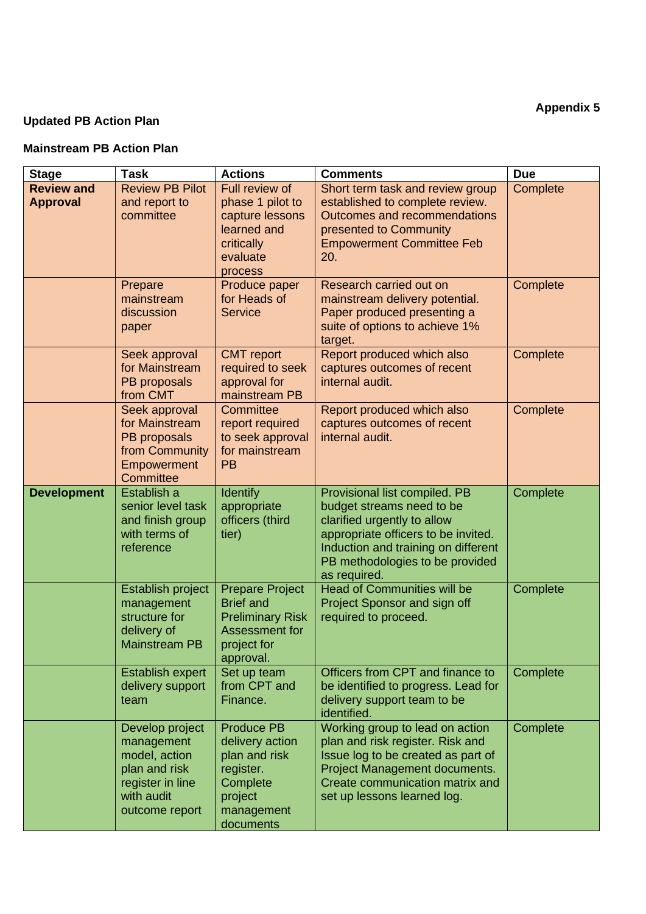**Appendix 5**

**Updated PB Action Plan**

**Mainstream PB Action Plan**

| Stage | Task | Actions | Comments | Due |
|---|---|---|---|---|
| **Review and Approval** | Review PB Pilot and report to committee | Full review of phase 1 pilot to capture lessons learned and critically evaluate process | Short term task and review group established to complete review. Outcomes and recommendations presented to Community Empowerment Committee Feb 20. | Complete |
| | Prepare mainstream discussion paper | Produce paper for Heads of Service | Research carried out on mainstream delivery potential. Paper produced presenting a suite of options to achieve 1% target. | Complete |
| | Seek approval for Mainstream PB proposals from CMT | CMT report required to seek approval for mainstream PB | Report produced which also captures outcomes of recent internal audit. | Complete |
| | Seek approval for Mainstream PB proposals from Community Empowerment Committee | Committee report required to seek approval for mainstream PB | Report produced which also captures outcomes of recent internal audit. | Complete |
| **Development** | Establish a senior level task and finish group with terms of reference | Identify appropriate officers (third tier) | Provisional list compiled. PB budget streams need to be clarified urgently to allow appropriate officers to be invited. Induction and training on different PB methodologies to be provided as required. | Complete |
| | Establish project management structure for delivery of Mainstream PB | Prepare Project Brief and Preliminary Risk Assessment for project for approval. | Head of Communities will be Project Sponsor and sign off required to proceed. | Complete |
| | Establish expert delivery support team | Set up team from CPT and Finance. | Officers from CPT and finance to be identified to progress. Lead for delivery support team to be identified. | Complete |
| | Develop project management model, action plan and risk register in line with audit outcome report | Produce PB delivery action plan and risk register. Complete project management documents | Working group to lead on action plan and risk register. Risk and Issue log to be created as part of Project Management documents. Create communication matrix and set up lessons learned log. | Complete |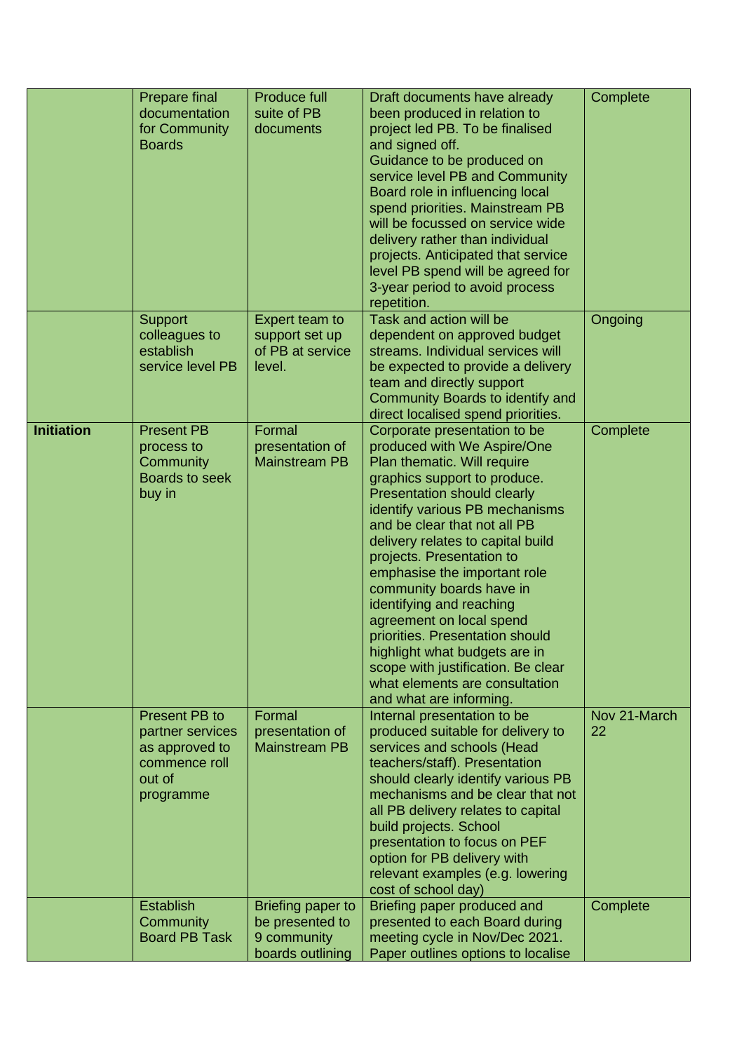| | | | | |
|---|---|---|---|---|
| | Prepare final documentation for Community Boards | Produce full suite of PB documents | Draft documents have already been produced in relation to project led PB. To be finalised and signed off. Guidance to be produced on service level PB and Community Board role in influencing local spend priorities. Mainstream PB will be focussed on service wide delivery rather than individual projects. Anticipated that service level PB spend will be agreed for 3-year period to avoid process repetition. | Complete |
| | Support colleagues to establish service level PB | Expert team to support set up of PB at service level. | Task and action will be dependent on approved budget streams. Individual services will be expected to provide a delivery team and directly support Community Boards to identify and direct localised spend priorities. | Ongoing |
| **Initiation** | Present PB process to Community Boards to seek buy in | Formal presentation of Mainstream PB | Corporate presentation to be produced with We Aspire/One Plan thematic. Will require graphics support to produce. Presentation should clearly identify various PB mechanisms and be clear that not all PB delivery relates to capital build projects. Presentation to emphasise the important role community boards have in identifying and reaching agreement on local spend priorities. Presentation should highlight what budgets are in scope with justification. Be clear what elements are consultation and what are informing. | Complete |
| | Present PB to partner services as approved to commence roll out of programme | Formal presentation of Mainstream PB | Internal presentation to be produced suitable for delivery to services and schools (Head teachers/staff). Presentation should clearly identify various PB mechanisms and be clear that not all PB delivery relates to capital build projects. School presentation to focus on PEF option for PB delivery with relevant examples (e.g. lowering cost of school day) | Nov 21-March 22 |
| | Establish Community Board PB Task | Briefing paper to be presented to 9 community boards outlining | Briefing paper produced and presented to each Board during meeting cycle in Nov/Dec 2021. Paper outlines options to localise | Complete |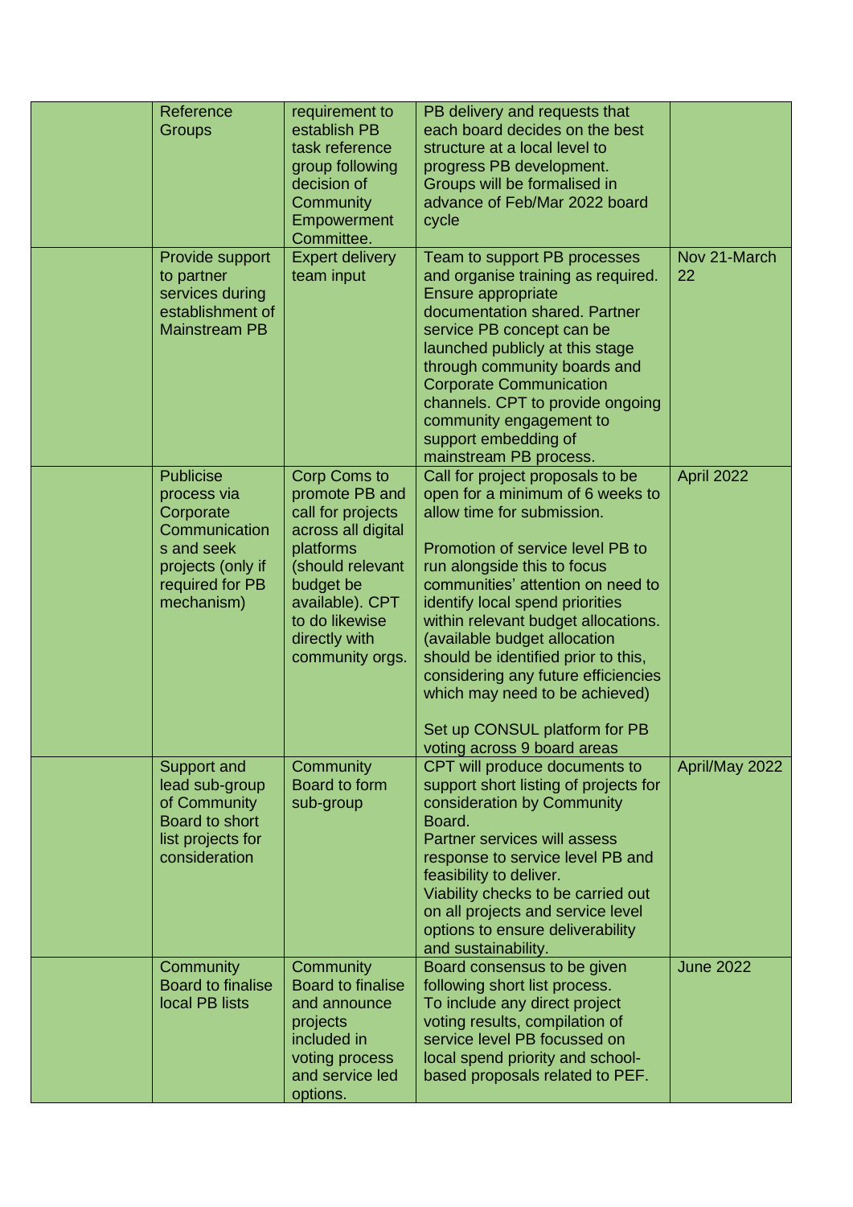| | | | | |
|---|---|---|---|---|
| | Reference Groups | requirement to establish PB task reference group following decision of Community Empowerment Committee. | PB delivery and requests that each board decides on the best structure at a local level to progress PB development. Groups will be formalised in advance of Feb/Mar 2022 board cycle | |
| | Provide support to partner services during establishment of Mainstream PB | Expert delivery team input | Team to support PB processes and organise training as required. Ensure appropriate documentation shared. Partner service PB concept can be launched publicly at this stage through community boards and Corporate Communication channels. CPT to provide ongoing community engagement to support embedding of mainstream PB process. | Nov 21-March 22 |
| | Publicise process via Corporate Communications and seek projects (only if required for PB mechanism) | Corp Coms to promote PB and call for projects across all digital platforms (should relevant budget be available). CPT to do likewise directly with community orgs. | Call for project proposals to be open for a minimum of 6 weeks to allow time for submission.<br><br>Promotion of service level PB to run alongside this to focus communities' attention on need to identify local spend priorities within relevant budget allocations. (available budget allocation should be identified prior to this, considering any future efficiencies which may need to be achieved)<br><br>Set up CONSUL platform for PB voting across 9 board areas | April 2022 |
| | Support and lead sub-group of Community Board to short list projects for consideration | Community Board to form sub-group | CPT will produce documents to support short listing of projects for consideration by Community Board.<br>Partner services will assess response to service level PB and feasibility to deliver.<br>Viability checks to be carried out on all projects and service level options to ensure deliverability and sustainability. | April/May 2022 |
| | Community Board to finalise local PB lists | Community Board to finalise and announce projects included in voting process and service led options. | Board consensus to be given following short list process.<br>To include any direct project voting results, compilation of service level PB focussed on local spend priority and school-based proposals related to PEF. | June 2022 |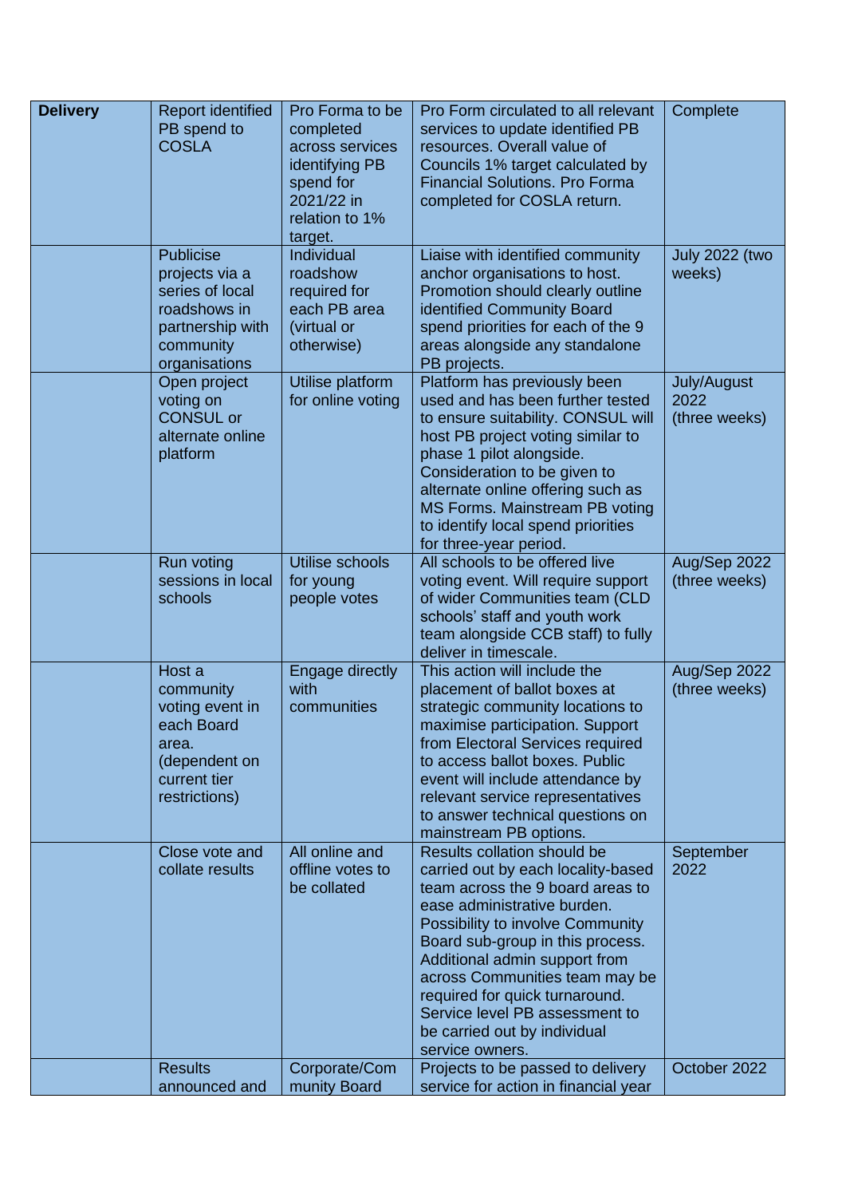| **Delivery** | Report identified PB spend to COSLA | Pro Forma to be completed across services identifying PB spend for 2021/22 in relation to 1% target. | Pro Form circulated to all relevant services to update identified PB resources. Overall value of Councils 1% target calculated by Financial Solutions. Pro Forma completed for COSLA return. | Complete |
|---|---|---|---|---|
| | Publicise projects via a series of local roadshows in partnership with community organisations | Individual roadshow required for each PB area (virtual or otherwise) | Liaise with identified community anchor organisations to host. Promotion should clearly outline identified Community Board spend priorities for each of the 9 areas alongside any standalone PB projects. | July 2022 (two weeks) |
| | Open project voting on CONSUL or alternate online platform | Utilise platform for online voting | Platform has previously been used and has been further tested to ensure suitability. CONSUL will host PB project voting similar to phase 1 pilot alongside. Consideration to be given to alternate online offering such as MS Forms. Mainstream PB voting to identify local spend priorities for three-year period. | July/August 2022 (three weeks) |
| | Run voting sessions in local schools | Utilise schools for young people votes | All schools to be offered live voting event. Will require support of wider Communities team (CLD schools' staff and youth work team alongside CCB staff) to fully deliver in timescale. | Aug/Sep 2022 (three weeks) |
| | Host a community voting event in each Board area. (dependent on current tier restrictions) | Engage directly with communities | This action will include the placement of ballot boxes at strategic community locations to maximise participation. Support from Electoral Services required to access ballot boxes. Public event will include attendance by relevant service representatives to answer technical questions on mainstream PB options. | Aug/Sep 2022 (three weeks) |
| | Close vote and collate results | All online and offline votes to be collated | Results collation should be carried out by each locality-based team across the 9 board areas to ease administrative burden. Possibility to involve Community Board sub-group in this process. Additional admin support from across Communities team may be required for quick turnaround. Service level PB assessment to be carried out by individual service owners. | September 2022 |
| | Results announced and | Corporate/Community Board | Projects to be passed to delivery service for action in financial year | October 2022 |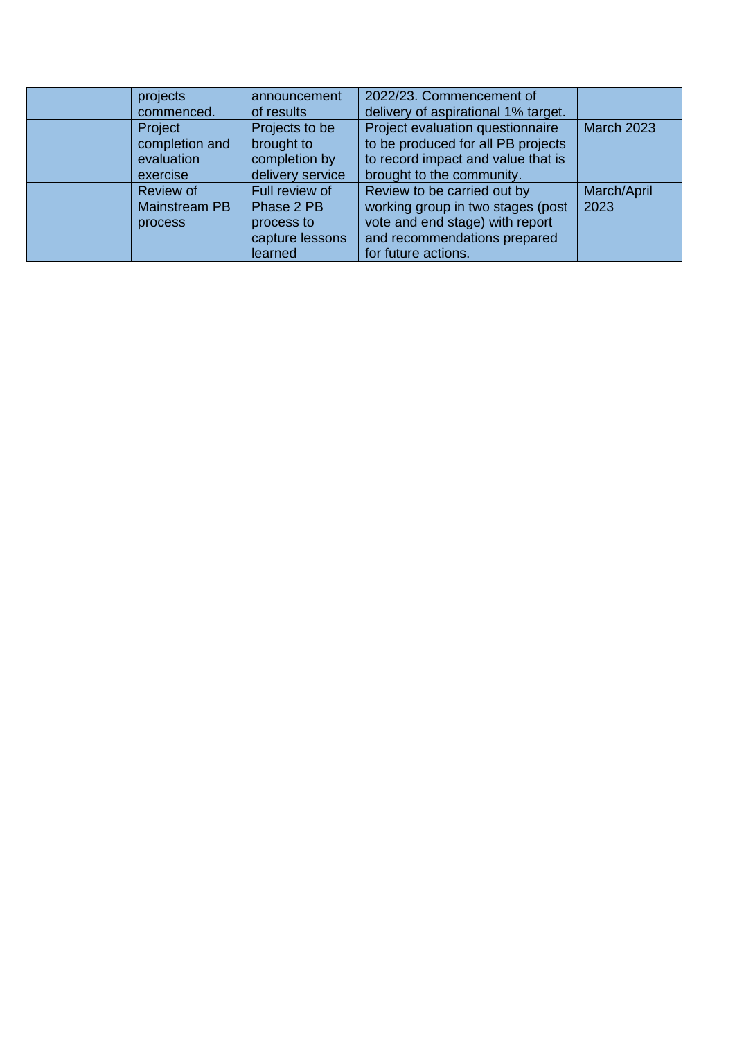| | | | | |
|---|---|---|---|---|
| | projects commenced. | announcement of results | 2022/23. Commencement of delivery of aspirational 1% target. | |
| | Project completion and evaluation exercise | Projects to be brought to completion by delivery service | Project evaluation questionnaire to be produced for all PB projects to record impact and value that is brought to the community. | March 2023 |
| | Review of Mainstream PB process | Full review of Phase 2 PB process to capture lessons learned | Review to be carried out by working group in two stages (post vote and end stage) with report and recommendations prepared for future actions. | March/April 2023 |